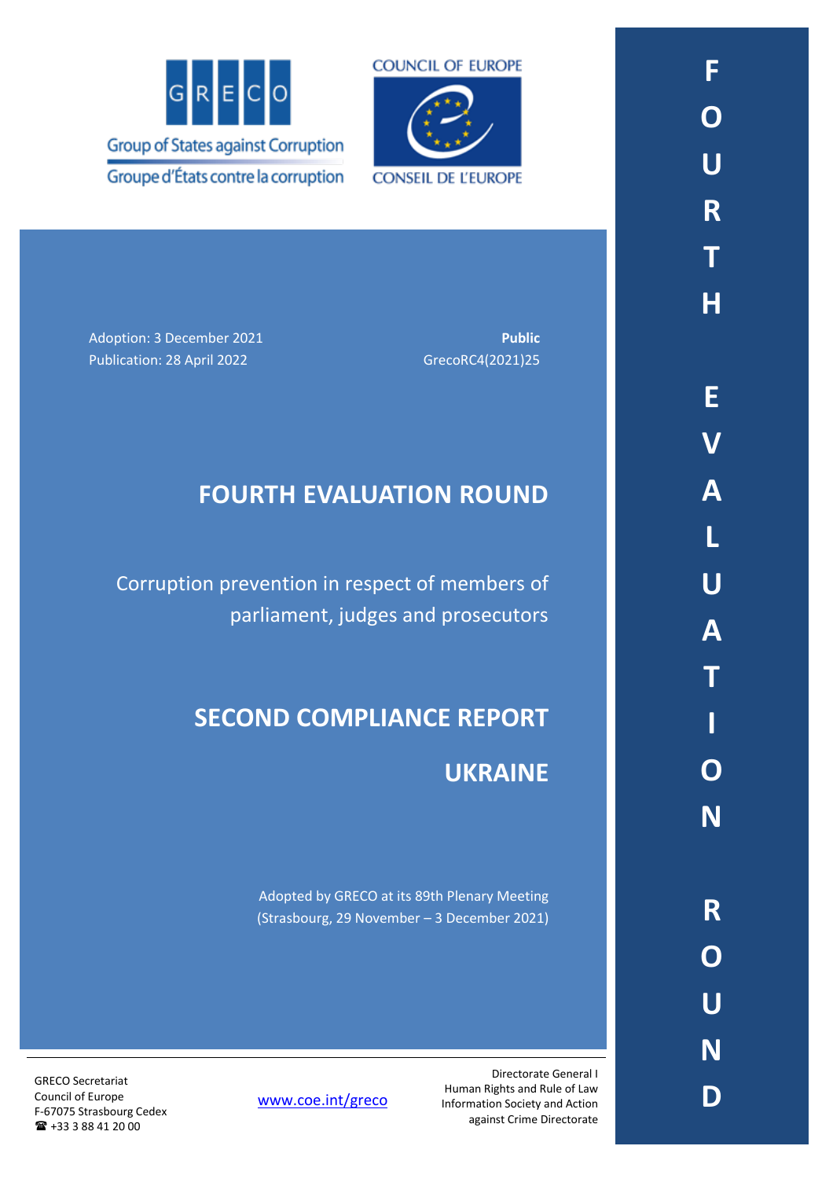GRECO

Group of States against Corruption

Groupe d'États contre la corruption

COUNCIL OF EUROPE

CONSEIL DE L'EUROPE

Adoption: 3 December 2021

Publication: 28 April 2022

**Public**

GrecoRC4(2021)25

# FOURTH EVALUATION ROUND

Corruption prevention in respect of members of parliament, judges and prosecutors

# SECOND COMPLIANCE REPORT

# UKRAINE

Adopted by GRECO at its 89th Plenary Meeting (Strasbourg, 29 November – 3 December 2021)

GRECO Secretariat
Council of Europe
F-67075 Strasbourg Cedex
☎ +33 3 88 41 20 00

www.coe.int/greco

Directorate General I
Human Rights and Rule of Law
Information Society and Action against Crime Directorate

FOURTH EVALUATION ROUND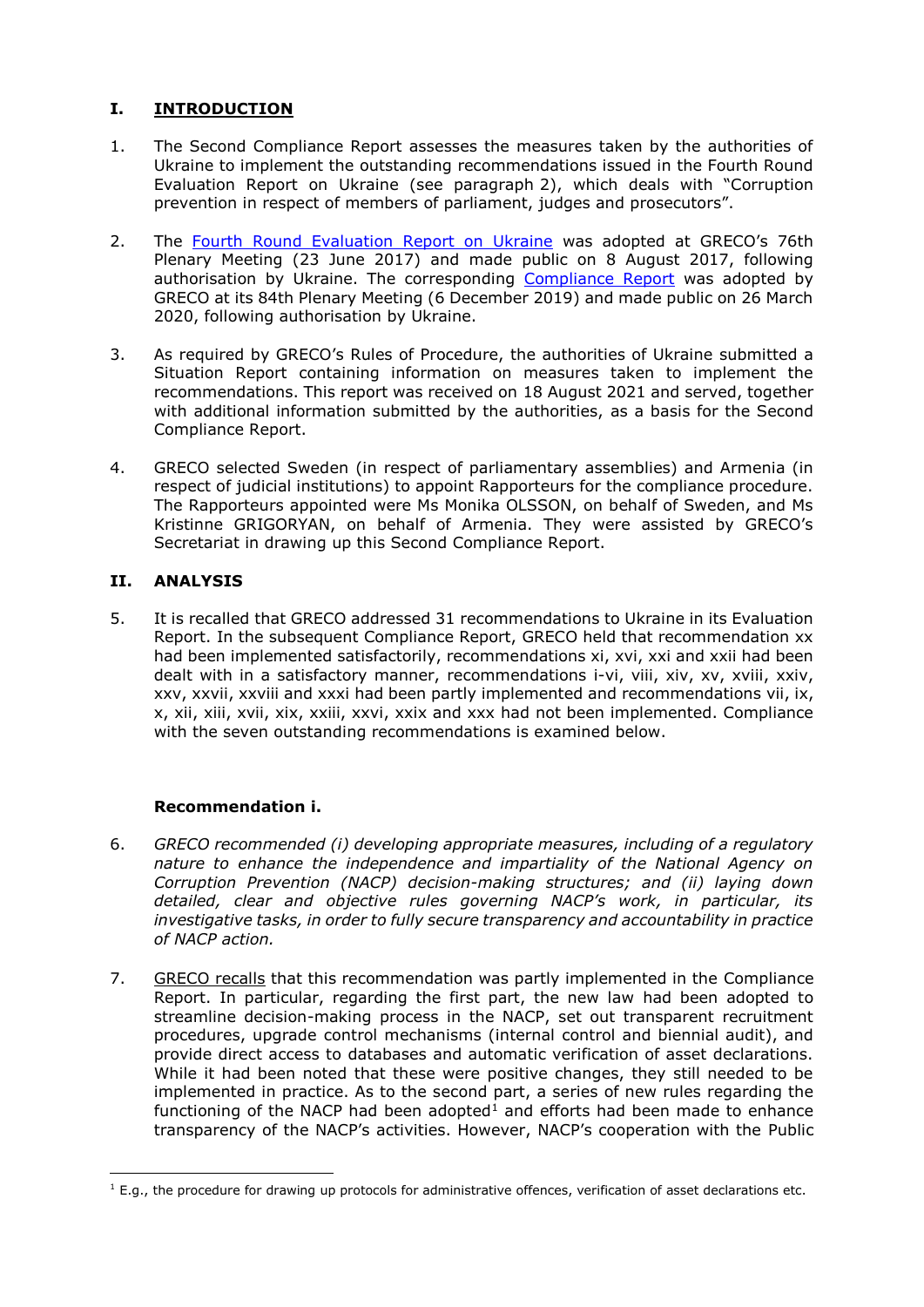## I. INTRODUCTION

1. The Second Compliance Report assesses the measures taken by the authorities of Ukraine to implement the outstanding recommendations issued in the Fourth Round Evaluation Report on Ukraine (see paragraph 2), which deals with "Corruption prevention in respect of members of parliament, judges and prosecutors".

2. The Fourth Round Evaluation Report on Ukraine was adopted at GRECO's 76th Plenary Meeting (23 June 2017) and made public on 8 August 2017, following authorisation by Ukraine. The corresponding Compliance Report was adopted by GRECO at its 84th Plenary Meeting (6 December 2019) and made public on 26 March 2020, following authorisation by Ukraine.

3. As required by GRECO's Rules of Procedure, the authorities of Ukraine submitted a Situation Report containing information on measures taken to implement the recommendations. This report was received on 18 August 2021 and served, together with additional information submitted by the authorities, as a basis for the Second Compliance Report.

4. GRECO selected Sweden (in respect of parliamentary assemblies) and Armenia (in respect of judicial institutions) to appoint Rapporteurs for the compliance procedure. The Rapporteurs appointed were Ms Monika OLSSON, on behalf of Sweden, and Ms Kristinne GRIGORYAN, on behalf of Armenia. They were assisted by GRECO's Secretariat in drawing up this Second Compliance Report.

## II. ANALYSIS

5. It is recalled that GRECO addressed 31 recommendations to Ukraine in its Evaluation Report. In the subsequent Compliance Report, GRECO held that recommendation xx had been implemented satisfactorily, recommendations xi, xvi, xxi and xxii had been dealt with in a satisfactory manner, recommendations i-vi, viii, xiv, xv, xviii, xxiv, xxv, xxvii, xxviii and xxxi had been partly implemented and recommendations vii, ix, x, xii, xiii, xvii, xix, xxiii, xxvi, xxix and xxx had not been implemented. Compliance with the seven outstanding recommendations is examined below.

### Recommendation i.

6. *GRECO recommended (i) developing appropriate measures, including of a regulatory nature to enhance the independence and impartiality of the National Agency on Corruption Prevention (NACP) decision-making structures; and (ii) laying down detailed, clear and objective rules governing NACP's work, in particular, its investigative tasks, in order to fully secure transparency and accountability in practice of NACP action.*

7. GRECO recalls that this recommendation was partly implemented in the Compliance Report. In particular, regarding the first part, the new law had been adopted to streamline decision-making process in the NACP, set out transparent recruitment procedures, upgrade control mechanisms (internal control and biennial audit), and provide direct access to databases and automatic verification of asset declarations. While it had been noted that these were positive changes, they still needed to be implemented in practice. As to the second part, a series of new rules regarding the functioning of the NACP had been adopted[1] and efforts had been made to enhance transparency of the NACP's activities. However, NACP's cooperation with the Public

[1] E.g., the procedure for drawing up protocols for administrative offences, verification of asset declarations etc.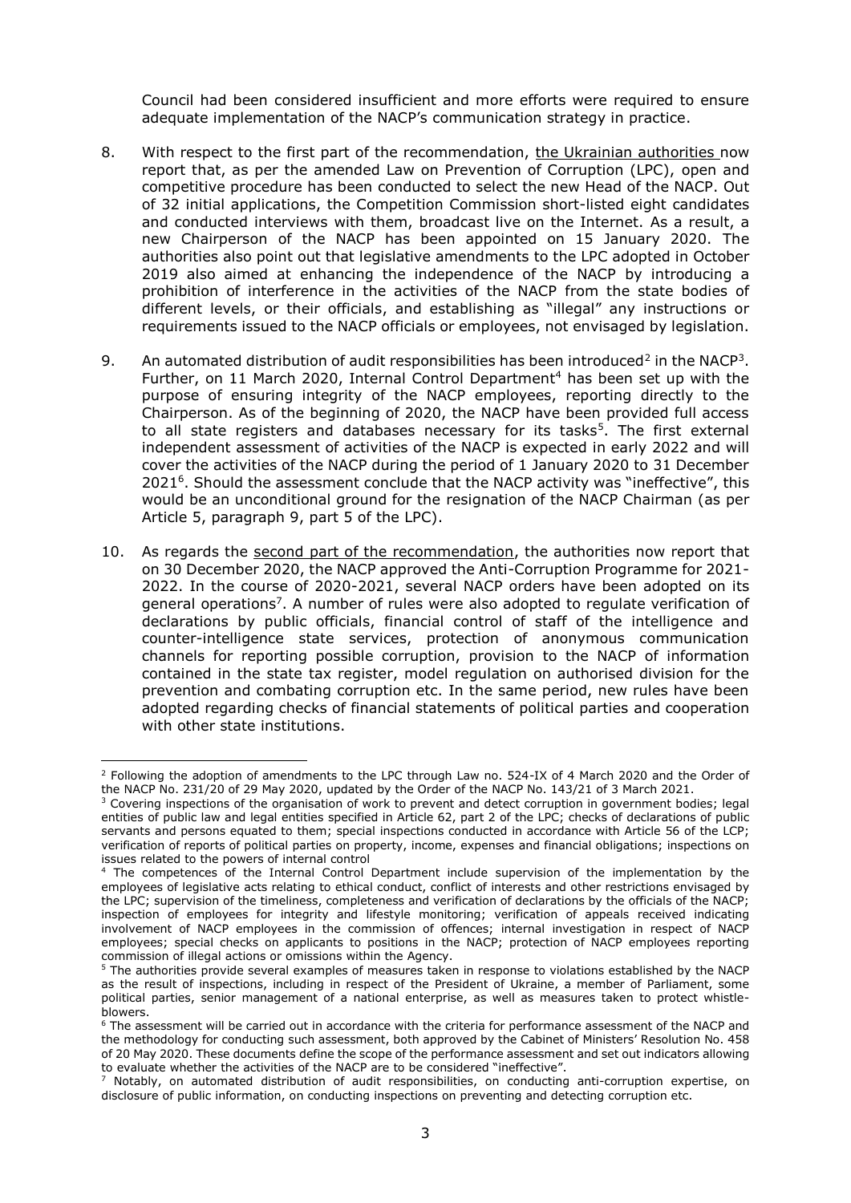Council had been considered insufficient and more efforts were required to ensure adequate implementation of the NACP's communication strategy in practice.

8. With respect to the first part of the recommendation, the Ukrainian authorities now report that, as per the amended Law on Prevention of Corruption (LPC), open and competitive procedure has been conducted to select the new Head of the NACP. Out of 32 initial applications, the Competition Commission short-listed eight candidates and conducted interviews with them, broadcast live on the Internet. As a result, a new Chairperson of the NACP has been appointed on 15 January 2020. The authorities also point out that legislative amendments to the LPC adopted in October 2019 also aimed at enhancing the independence of the NACP by introducing a prohibition of interference in the activities of the NACP from the state bodies of different levels, or their officials, and establishing as "illegal" any instructions or requirements issued to the NACP officials or employees, not envisaged by legislation.

9. An automated distribution of audit responsibilities has been introduced[2] in the NACP[3]. Further, on 11 March 2020, Internal Control Department[4] has been set up with the purpose of ensuring integrity of the NACP employees, reporting directly to the Chairperson. As of the beginning of 2020, the NACP have been provided full access to all state registers and databases necessary for its tasks[5]. The first external independent assessment of activities of the NACP is expected in early 2022 and will cover the activities of the NACP during the period of 1 January 2020 to 31 December 2021[6]. Should the assessment conclude that the NACP activity was "ineffective", this would be an unconditional ground for the resignation of the NACP Chairman (as per Article 5, paragraph 9, part 5 of the LPC).

10. As regards the second part of the recommendation, the authorities now report that on 30 December 2020, the NACP approved the Anti-Corruption Programme for 2021-2022. In the course of 2020-2021, several NACP orders have been adopted on its general operations[7]. A number of rules were also adopted to regulate verification of declarations by public officials, financial control of staff of the intelligence and counter-intelligence state services, protection of anonymous communication channels for reporting possible corruption, provision to the NACP of information contained in the state tax register, model regulation on authorised division for the prevention and combating corruption etc. In the same period, new rules have been adopted regarding checks of financial statements of political parties and cooperation with other state institutions.

---

[2] Following the adoption of amendments to the LPC through Law no. 524-IX of 4 March 2020 and the Order of the NACP No. 231/20 of 29 May 2020, updated by the Order of the NACP No. 143/21 of 3 March 2021.

[3] Covering inspections of the organisation of work to prevent and detect corruption in government bodies; legal entities of public law and legal entities specified in Article 62, part 2 of the LPC; checks of declarations of public servants and persons equated to them; special inspections conducted in accordance with Article 56 of the LCP; verification of reports of political parties on property, income, expenses and financial obligations; inspections on issues related to the powers of internal control

[4] The competences of the Internal Control Department include supervision of the implementation by the employees of legislative acts relating to ethical conduct, conflict of interests and other restrictions envisaged by the LPC; supervision of the timeliness, completeness and verification of declarations by the officials of the NACP; inspection of employees for integrity and lifestyle monitoring; verification of appeals received indicating involvement of NACP employees in the commission of offences; internal investigation in respect of NACP employees; special checks on applicants to positions in the NACP; protection of NACP employees reporting commission of illegal actions or omissions within the Agency.

[5] The authorities provide several examples of measures taken in response to violations established by the NACP as the result of inspections, including in respect of the President of Ukraine, a member of Parliament, some political parties, senior management of a national enterprise, as well as measures taken to protect whistle-blowers.

[6] The assessment will be carried out in accordance with the criteria for performance assessment of the NACP and the methodology for conducting such assessment, both approved by the Cabinet of Ministers' Resolution No. 458 of 20 May 2020. These documents define the scope of the performance assessment and set out indicators allowing to evaluate whether the activities of the NACP are to be considered "ineffective".

[7] Notably, on automated distribution of audit responsibilities, on conducting anti-corruption expertise, on disclosure of public information, on conducting inspections on preventing and detecting corruption etc.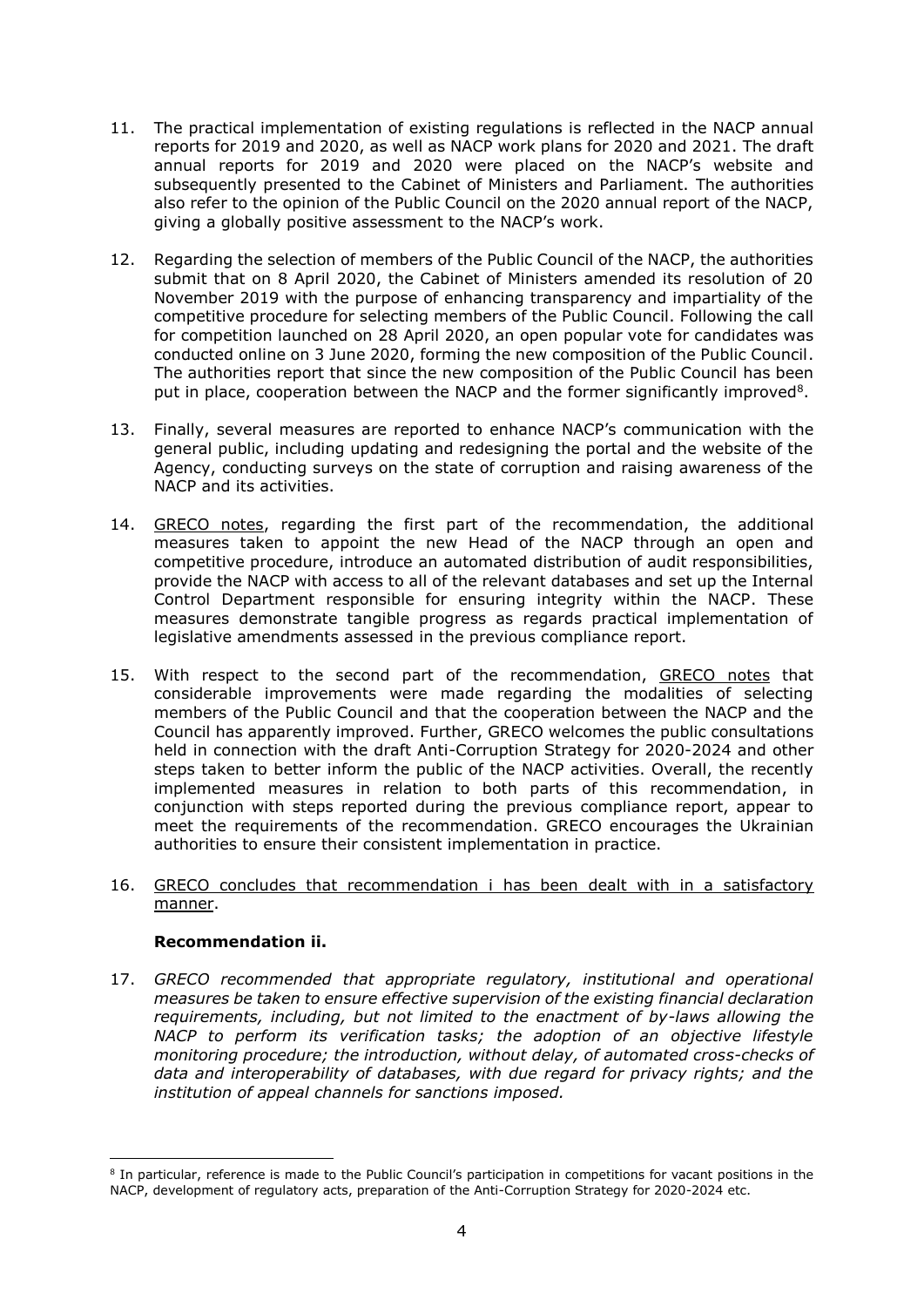11. The practical implementation of existing regulations is reflected in the NACP annual reports for 2019 and 2020, as well as NACP work plans for 2020 and 2021. The draft annual reports for 2019 and 2020 were placed on the NACP's website and subsequently presented to the Cabinet of Ministers and Parliament. The authorities also refer to the opinion of the Public Council on the 2020 annual report of the NACP, giving a globally positive assessment to the NACP's work.

12. Regarding the selection of members of the Public Council of the NACP, the authorities submit that on 8 April 2020, the Cabinet of Ministers amended its resolution of 20 November 2019 with the purpose of enhancing transparency and impartiality of the competitive procedure for selecting members of the Public Council. Following the call for competition launched on 28 April 2020, an open popular vote for candidates was conducted online on 3 June 2020, forming the new composition of the Public Council. The authorities report that since the new composition of the Public Council has been put in place, cooperation between the NACP and the former significantly improved[8].

13. Finally, several measures are reported to enhance NACP's communication with the general public, including updating and redesigning the portal and the website of the Agency, conducting surveys on the state of corruption and raising awareness of the NACP and its activities.

14. GRECO notes, regarding the first part of the recommendation, the additional measures taken to appoint the new Head of the NACP through an open and competitive procedure, introduce an automated distribution of audit responsibilities, provide the NACP with access to all of the relevant databases and set up the Internal Control Department responsible for ensuring integrity within the NACP. These measures demonstrate tangible progress as regards practical implementation of legislative amendments assessed in the previous compliance report.

15. With respect to the second part of the recommendation, GRECO notes that considerable improvements were made regarding the modalities of selecting members of the Public Council and that the cooperation between the NACP and the Council has apparently improved. Further, GRECO welcomes the public consultations held in connection with the draft Anti-Corruption Strategy for 2020-2024 and other steps taken to better inform the public of the NACP activities. Overall, the recently implemented measures in relation to both parts of this recommendation, in conjunction with steps reported during the previous compliance report, appear to meet the requirements of the recommendation. GRECO encourages the Ukrainian authorities to ensure their consistent implementation in practice.

16. GRECO concludes that recommendation i has been dealt with in a satisfactory manner.

**Recommendation ii.**

17. *GRECO recommended that appropriate regulatory, institutional and operational measures be taken to ensure effective supervision of the existing financial declaration requirements, including, but not limited to the enactment of by-laws allowing the NACP to perform its verification tasks; the adoption of an objective lifestyle monitoring procedure; the introduction, without delay, of automated cross-checks of data and interoperability of databases, with due regard for privacy rights; and the institution of appeal channels for sanctions imposed.*

[8] In particular, reference is made to the Public Council's participation in competitions for vacant positions in the NACP, development of regulatory acts, preparation of the Anti-Corruption Strategy for 2020-2024 etc.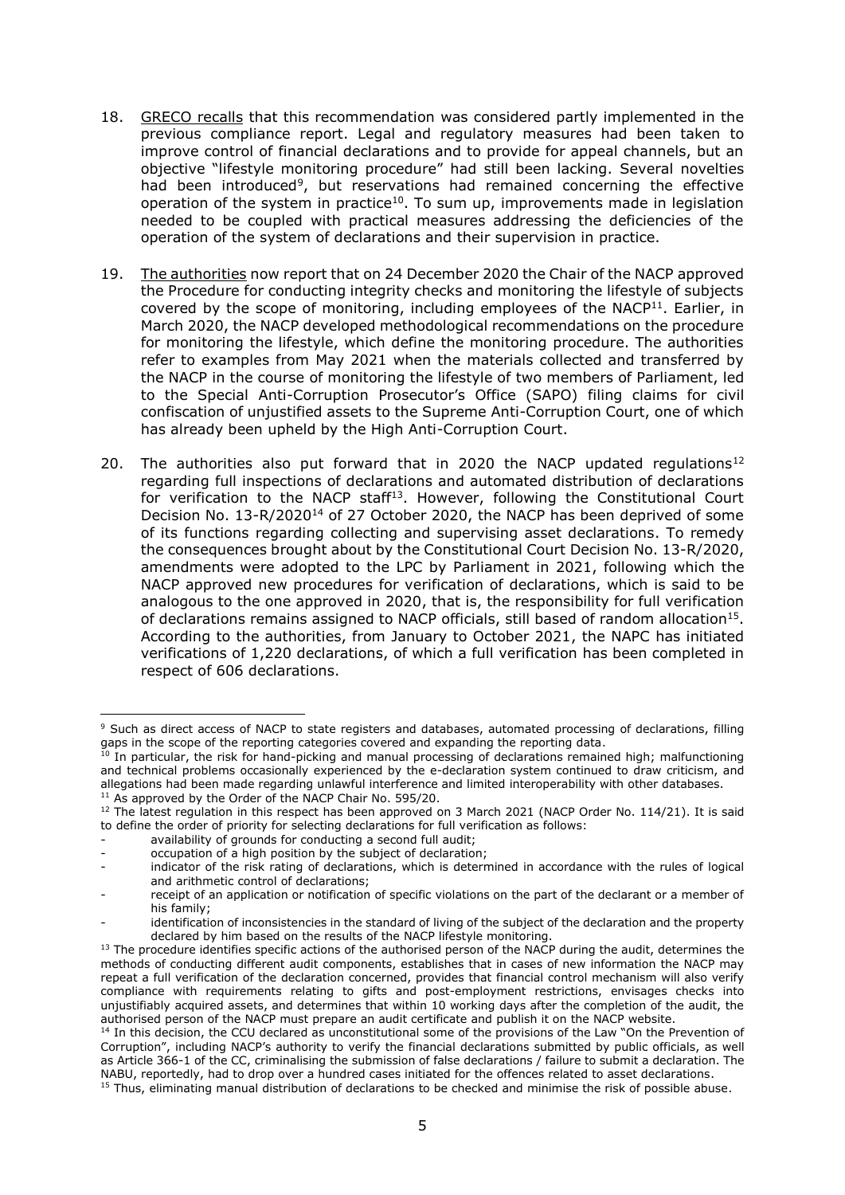18. GRECO recalls that this recommendation was considered partly implemented in the previous compliance report. Legal and regulatory measures had been taken to improve control of financial declarations and to provide for appeal channels, but an objective "lifestyle monitoring procedure" had still been lacking. Several novelties had been introduced[9], but reservations had remained concerning the effective operation of the system in practice[10]. To sum up, improvements made in legislation needed to be coupled with practical measures addressing the deficiencies of the operation of the system of declarations and their supervision in practice.

19. The authorities now report that on 24 December 2020 the Chair of the NACP approved the Procedure for conducting integrity checks and monitoring the lifestyle of subjects covered by the scope of monitoring, including employees of the NACP[11]. Earlier, in March 2020, the NACP developed methodological recommendations on the procedure for monitoring the lifestyle, which define the monitoring procedure. The authorities refer to examples from May 2021 when the materials collected and transferred by the NACP in the course of monitoring the lifestyle of two members of Parliament, led to the Special Anti-Corruption Prosecutor's Office (SAPO) filing claims for civil confiscation of unjustified assets to the Supreme Anti-Corruption Court, one of which has already been upheld by the High Anti-Corruption Court.

20. The authorities also put forward that in 2020 the NACP updated regulations[12] regarding full inspections of declarations and automated distribution of declarations for verification to the NACP staff[13]. However, following the Constitutional Court Decision No. 13-R/2020[14] of 27 October 2020, the NACP has been deprived of some of its functions regarding collecting and supervising asset declarations. To remedy the consequences brought about by the Constitutional Court Decision No. 13-R/2020, amendments were adopted to the LPC by Parliament in 2021, following which the NACP approved new procedures for verification of declarations, which is said to be analogous to the one approved in 2020, that is, the responsibility for full verification of declarations remains assigned to NACP officials, still based of random allocation[15]. According to the authorities, from January to October 2021, the NAPC has initiated verifications of 1,220 declarations, of which a full verification has been completed in respect of 606 declarations.

---

[9] Such as direct access of NACP to state registers and databases, automated processing of declarations, filling gaps in the scope of the reporting categories covered and expanding the reporting data.

[10] In particular, the risk for hand-picking and manual processing of declarations remained high; malfunctioning and technical problems occasionally experienced by the e-declaration system continued to draw criticism, and allegations had been made regarding unlawful interference and limited interoperability with other databases.

[11] As approved by the Order of the NACP Chair No. 595/20.

[12] The latest regulation in this respect has been approved on 3 March 2021 (NACP Order No. 114/21). It is said to define the order of priority for selecting declarations for full verification as follows:

- availability of grounds for conducting a second full audit;
- occupation of a high position by the subject of declaration;
- indicator of the risk rating of declarations, which is determined in accordance with the rules of logical and arithmetic control of declarations;
- receipt of an application or notification of specific violations on the part of the declarant or a member of his family;
- identification of inconsistencies in the standard of living of the subject of the declaration and the property declared by him based on the results of the NACP lifestyle monitoring.

[13] The procedure identifies specific actions of the authorised person of the NACP during the audit, determines the methods of conducting different audit components, establishes that in cases of new information the NACP may repeat a full verification of the declaration concerned, provides that financial control mechanism will also verify compliance with requirements relating to gifts and post-employment restrictions, envisages checks into unjustifiably acquired assets, and determines that within 10 working days after the completion of the audit, the authorised person of the NACP must prepare an audit certificate and publish it on the NACP website.

[14] In this decision, the CCU declared as unconstitutional some of the provisions of the Law "On the Prevention of Corruption", including NACP's authority to verify the financial declarations submitted by public officials, as well as Article 366-1 of the CC, criminalising the submission of false declarations / failure to submit a declaration. The NABU, reportedly, had to drop over a hundred cases initiated for the offences related to asset declarations.

[15] Thus, eliminating manual distribution of declarations to be checked and minimise the risk of possible abuse.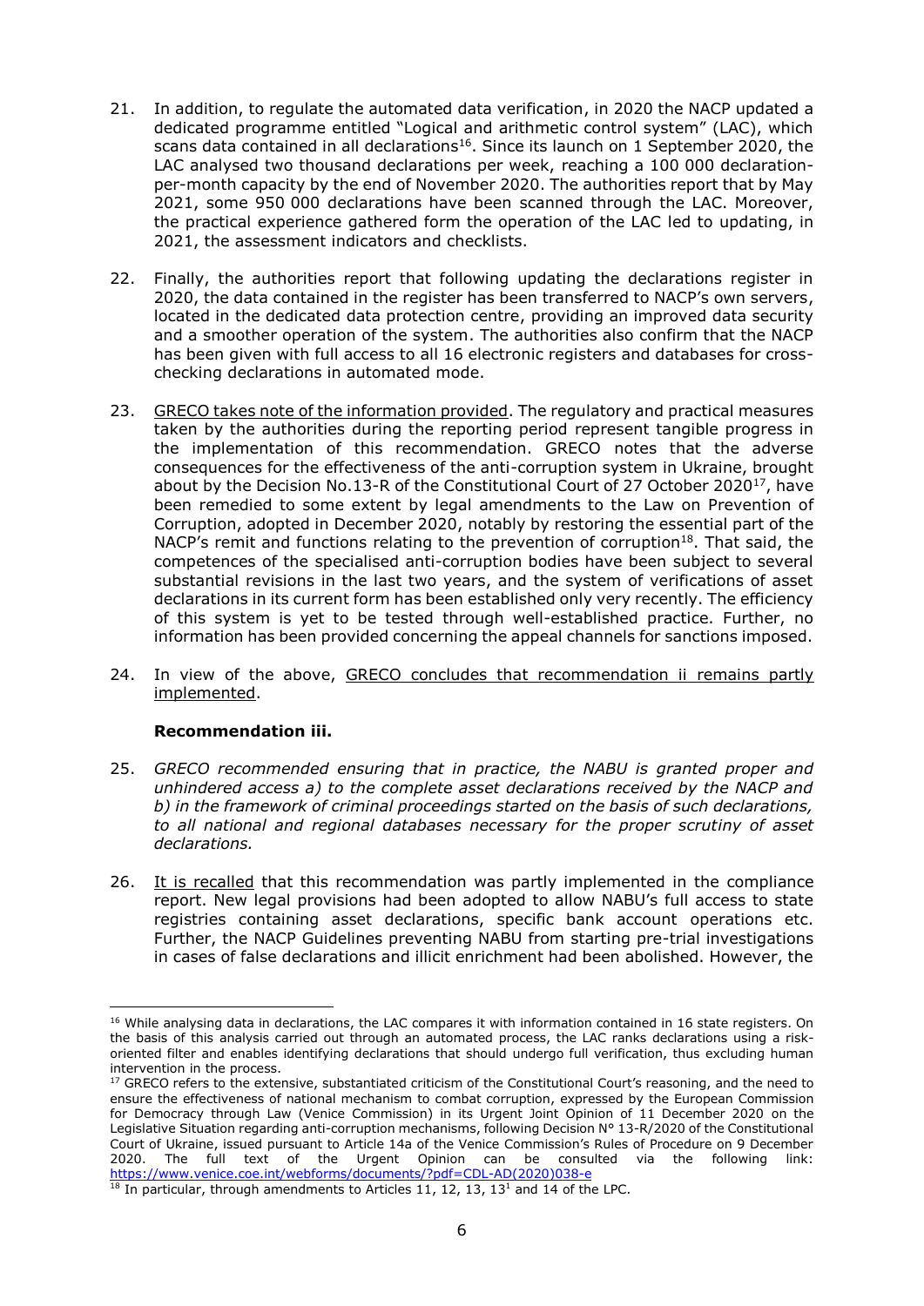21. In addition, to regulate the automated data verification, in 2020 the NACP updated a dedicated programme entitled "Logical and arithmetic control system" (LAC), which scans data contained in all declarations[16]. Since its launch on 1 September 2020, the LAC analysed two thousand declarations per week, reaching a 100 000 declaration-per-month capacity by the end of November 2020. The authorities report that by May 2021, some 950 000 declarations have been scanned through the LAC. Moreover, the practical experience gathered form the operation of the LAC led to updating, in 2021, the assessment indicators and checklists.

22. Finally, the authorities report that following updating the declarations register in 2020, the data contained in the register has been transferred to NACP's own servers, located in the dedicated data protection centre, providing an improved data security and a smoother operation of the system. The authorities also confirm that the NACP has been given with full access to all 16 electronic registers and databases for cross-checking declarations in automated mode.

23. GRECO takes note of the information provided. The regulatory and practical measures taken by the authorities during the reporting period represent tangible progress in the implementation of this recommendation. GRECO notes that the adverse consequences for the effectiveness of the anti-corruption system in Ukraine, brought about by the Decision No.13-R of the Constitutional Court of 27 October 2020[17], have been remedied to some extent by legal amendments to the Law on Prevention of Corruption, adopted in December 2020, notably by restoring the essential part of the NACP's remit and functions relating to the prevention of corruption[18]. That said, the competences of the specialised anti-corruption bodies have been subject to several substantial revisions in the last two years, and the system of verifications of asset declarations in its current form has been established only very recently. The efficiency of this system is yet to be tested through well-established practice. Further, no information has been provided concerning the appeal channels for sanctions imposed.

24. In view of the above, GRECO concludes that recommendation ii remains partly implemented.

**Recommendation iii.**

25. *GRECO recommended ensuring that in practice, the NABU is granted proper and unhindered access a) to the complete asset declarations received by the NACP and b) in the framework of criminal proceedings started on the basis of such declarations, to all national and regional databases necessary for the proper scrutiny of asset declarations.*

26. It is recalled that this recommendation was partly implemented in the compliance report. New legal provisions had been adopted to allow NABU's full access to state registries containing asset declarations, specific bank account operations etc. Further, the NACP Guidelines preventing NABU from starting pre-trial investigations in cases of false declarations and illicit enrichment had been abolished. However, the

---

[16] While analysing data in declarations, the LAC compares it with information contained in 16 state registers. On the basis of this analysis carried out through an automated process, the LAC ranks declarations using a risk-oriented filter and enables identifying declarations that should undergo full verification, thus excluding human intervention in the process.

[17] GRECO refers to the extensive, substantiated criticism of the Constitutional Court's reasoning, and the need to ensure the effectiveness of national mechanism to combat corruption, expressed by the European Commission for Democracy through Law (Venice Commission) in its Urgent Joint Opinion of 11 December 2020 on the Legislative Situation regarding anti-corruption mechanisms, following Decision N° 13-R/2020 of the Constitutional Court of Ukraine, issued pursuant to Article 14a of the Venice Commission's Rules of Procedure on 9 December 2020. The full text of the Urgent Opinion can be consulted via the following link: https://www.venice.coe.int/webforms/documents/?pdf=CDL-AD(2020)038-e

[18] In particular, through amendments to Articles 11, 12, 13, 13[1] and 14 of the LPC.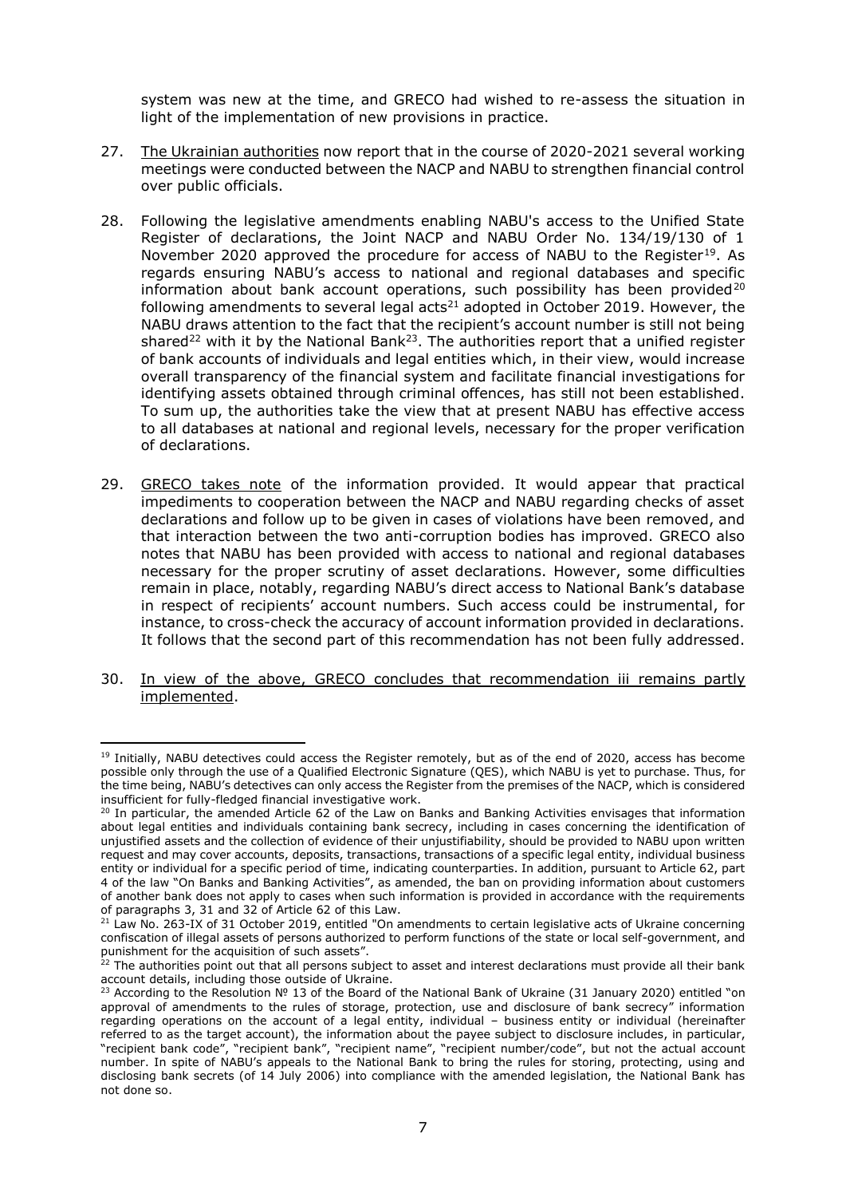system was new at the time, and GRECO had wished to re-assess the situation in light of the implementation of new provisions in practice.

27. The Ukrainian authorities now report that in the course of 2020-2021 several working meetings were conducted between the NACP and NABU to strengthen financial control over public officials.

28. Following the legislative amendments enabling NABU's access to the Unified State Register of declarations, the Joint NACP and NABU Order No. 134/19/130 of 1 November 2020 approved the procedure for access of NABU to the Register[19]. As regards ensuring NABU's access to national and regional databases and specific information about bank account operations, such possibility has been provided[20] following amendments to several legal acts[21] adopted in October 2019. However, the NABU draws attention to the fact that the recipient's account number is still not being shared[22] with it by the National Bank[23]. The authorities report that a unified register of bank accounts of individuals and legal entities which, in their view, would increase overall transparency of the financial system and facilitate financial investigations for identifying assets obtained through criminal offences, has still not been established. To sum up, the authorities take the view that at present NABU has effective access to all databases at national and regional levels, necessary for the proper verification of declarations.

29. GRECO takes note of the information provided. It would appear that practical impediments to cooperation between the NACP and NABU regarding checks of asset declarations and follow up to be given in cases of violations have been removed, and that interaction between the two anti-corruption bodies has improved. GRECO also notes that NABU has been provided with access to national and regional databases necessary for the proper scrutiny of asset declarations. However, some difficulties remain in place, notably, regarding NABU's direct access to National Bank's database in respect of recipients' account numbers. Such access could be instrumental, for instance, to cross-check the accuracy of account information provided in declarations. It follows that the second part of this recommendation has not been fully addressed.

30. In view of the above, GRECO concludes that recommendation iii remains partly implemented.

---

[19] Initially, NABU detectives could access the Register remotely, but as of the end of 2020, access has become possible only through the use of a Qualified Electronic Signature (QES), which NABU is yet to purchase. Thus, for the time being, NABU's detectives can only access the Register from the premises of the NACP, which is considered insufficient for fully-fledged financial investigative work.

[20] In particular, the amended Article 62 of the Law on Banks and Banking Activities envisages that information about legal entities and individuals containing bank secrecy, including in cases concerning the identification of unjustified assets and the collection of evidence of their unjustifiability, should be provided to NABU upon written request and may cover accounts, deposits, transactions, transactions of a specific legal entity, individual business entity or individual for a specific period of time, indicating counterparties. In addition, pursuant to Article 62, part 4 of the law "On Banks and Banking Activities", as amended, the ban on providing information about customers of another bank does not apply to cases when such information is provided in accordance with the requirements of paragraphs 3, 31 and 32 of Article 62 of this Law.

[21] Law No. 263-IX of 31 October 2019, entitled "On amendments to certain legislative acts of Ukraine concerning confiscation of illegal assets of persons authorized to perform functions of the state or local self-government, and punishment for the acquisition of such assets".

[22] The authorities point out that all persons subject to asset and interest declarations must provide all their bank account details, including those outside of Ukraine.

[23] According to the Resolution № 13 of the Board of the National Bank of Ukraine (31 January 2020) entitled "on approval of amendments to the rules of storage, protection, use and disclosure of bank secrecy" information regarding operations on the account of a legal entity, individual – business entity or individual (hereinafter referred to as the target account), the information about the payee subject to disclosure includes, in particular, "recipient bank code", "recipient bank", "recipient name", "recipient number/code", but not the actual account number. In spite of NABU's appeals to the National Bank to bring the rules for storing, protecting, using and disclosing bank secrets (of 14 July 2006) into compliance with the amended legislation, the National Bank has not done so.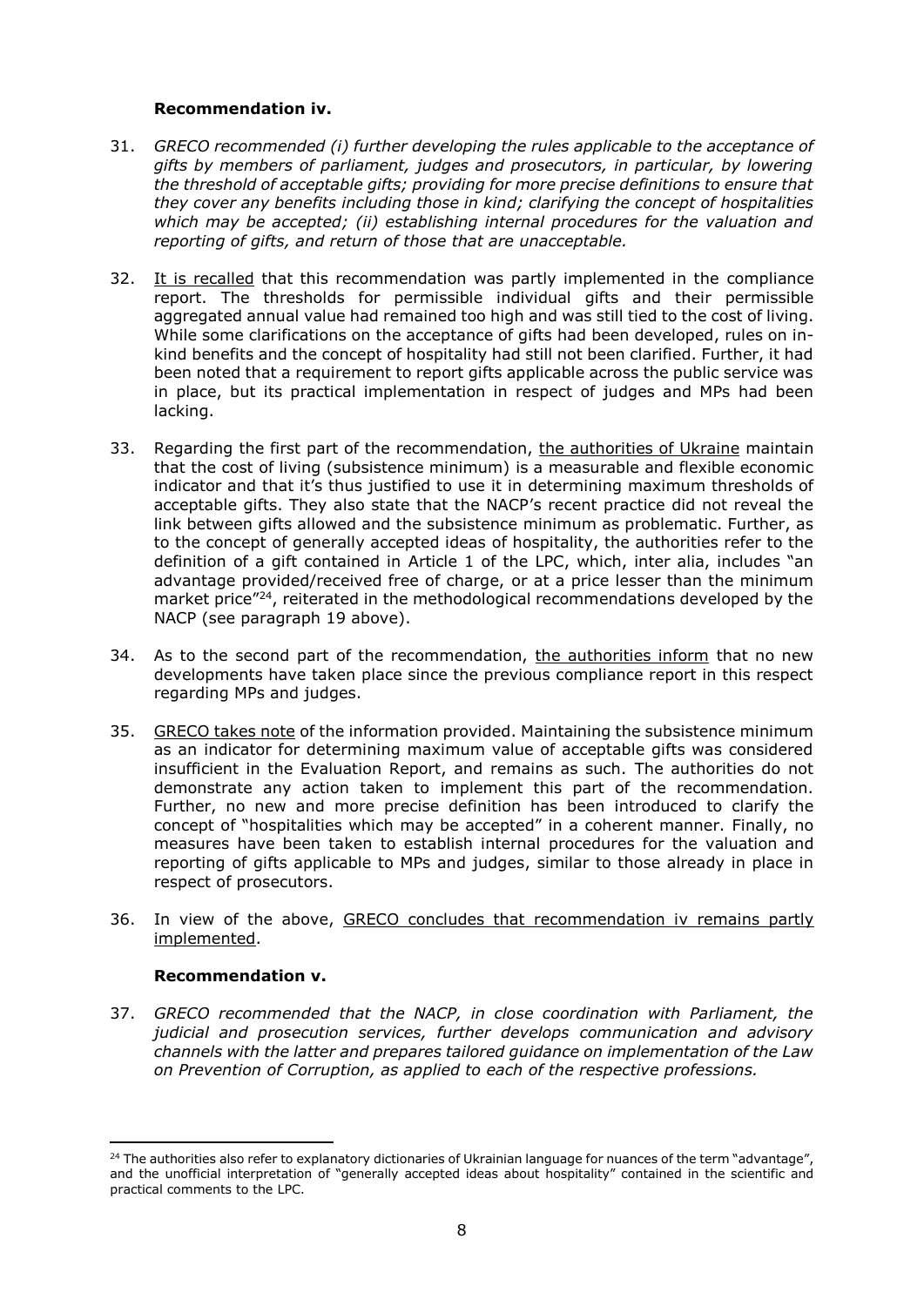**Recommendation iv.**

31. *GRECO recommended (i) further developing the rules applicable to the acceptance of gifts by members of parliament, judges and prosecutors, in particular, by lowering the threshold of acceptable gifts; providing for more precise definitions to ensure that they cover any benefits including those in kind; clarifying the concept of hospitalities which may be accepted; (ii) establishing internal procedures for the valuation and reporting of gifts, and return of those that are unacceptable.*

32. It is recalled that this recommendation was partly implemented in the compliance report. The thresholds for permissible individual gifts and their permissible aggregated annual value had remained too high and was still tied to the cost of living. While some clarifications on the acceptance of gifts had been developed, rules on in-kind benefits and the concept of hospitality had still not been clarified. Further, it had been noted that a requirement to report gifts applicable across the public service was in place, but its practical implementation in respect of judges and MPs had been lacking.

33. Regarding the first part of the recommendation, the authorities of Ukraine maintain that the cost of living (subsistence minimum) is a measurable and flexible economic indicator and that it's thus justified to use it in determining maximum thresholds of acceptable gifts. They also state that the NACP's recent practice did not reveal the link between gifts allowed and the subsistence minimum as problematic. Further, as to the concept of generally accepted ideas of hospitality, the authorities refer to the definition of a gift contained in Article 1 of the LPC, which, inter alia, includes "an advantage provided/received free of charge, or at a price lesser than the minimum market price"[24], reiterated in the methodological recommendations developed by the NACP (see paragraph 19 above).

34. As to the second part of the recommendation, the authorities inform that no new developments have taken place since the previous compliance report in this respect regarding MPs and judges.

35. GRECO takes note of the information provided. Maintaining the subsistence minimum as an indicator for determining maximum value of acceptable gifts was considered insufficient in the Evaluation Report, and remains as such. The authorities do not demonstrate any action taken to implement this part of the recommendation. Further, no new and more precise definition has been introduced to clarify the concept of "hospitalities which may be accepted" in a coherent manner. Finally, no measures have been taken to establish internal procedures for the valuation and reporting of gifts applicable to MPs and judges, similar to those already in place in respect of prosecutors.

36. In view of the above, GRECO concludes that recommendation iv remains partly implemented.

**Recommendation v.**

37. *GRECO recommended that the NACP, in close coordination with Parliament, the judicial and prosecution services, further develops communication and advisory channels with the latter and prepares tailored guidance on implementation of the Law on Prevention of Corruption, as applied to each of the respective professions.*

---

[24] The authorities also refer to explanatory dictionaries of Ukrainian language for nuances of the term "advantage", and the unofficial interpretation of "generally accepted ideas about hospitality" contained in the scientific and practical comments to the LPC.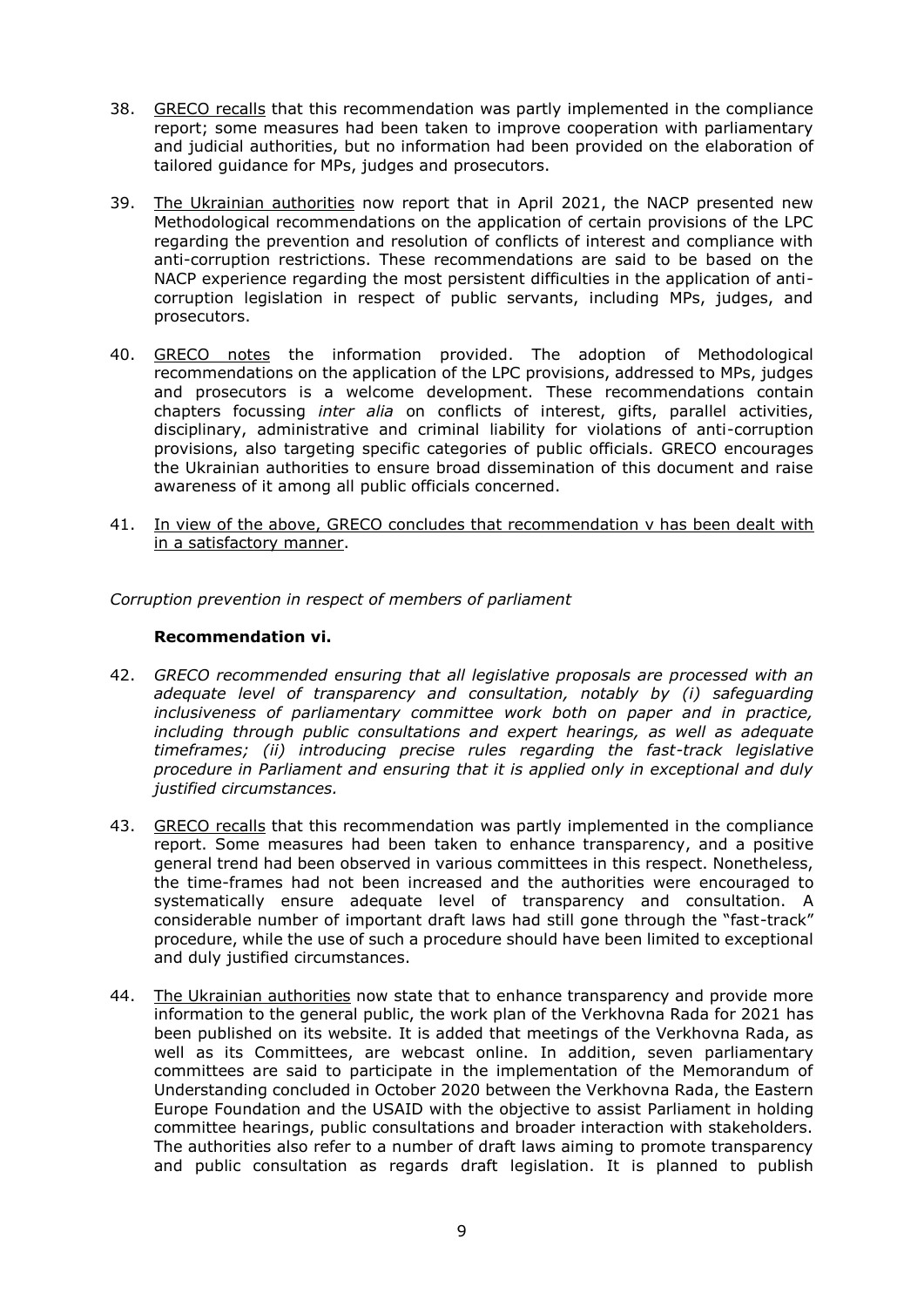38. GRECO recalls that this recommendation was partly implemented in the compliance report; some measures had been taken to improve cooperation with parliamentary and judicial authorities, but no information had been provided on the elaboration of tailored guidance for MPs, judges and prosecutors.

39. The Ukrainian authorities now report that in April 2021, the NACP presented new Methodological recommendations on the application of certain provisions of the LPC regarding the prevention and resolution of conflicts of interest and compliance with anti-corruption restrictions. These recommendations are said to be based on the NACP experience regarding the most persistent difficulties in the application of anti-corruption legislation in respect of public servants, including MPs, judges, and prosecutors.

40. GRECO notes the information provided. The adoption of Methodological recommendations on the application of the LPC provisions, addressed to MPs, judges and prosecutors is a welcome development. These recommendations contain chapters focussing *inter alia* on conflicts of interest, gifts, parallel activities, disciplinary, administrative and criminal liability for violations of anti-corruption provisions, also targeting specific categories of public officials. GRECO encourages the Ukrainian authorities to ensure broad dissemination of this document and raise awareness of it among all public officials concerned.

41. In view of the above, GRECO concludes that recommendation v has been dealt with in a satisfactory manner.

*Corruption prevention in respect of members of parliament*

**Recommendation vi.**

42. *GRECO recommended ensuring that all legislative proposals are processed with an adequate level of transparency and consultation, notably by (i) safeguarding inclusiveness of parliamentary committee work both on paper and in practice, including through public consultations and expert hearings, as well as adequate timeframes; (ii) introducing precise rules regarding the fast-track legislative procedure in Parliament and ensuring that it is applied only in exceptional and duly justified circumstances.*

43. GRECO recalls that this recommendation was partly implemented in the compliance report. Some measures had been taken to enhance transparency, and a positive general trend had been observed in various committees in this respect. Nonetheless, the time-frames had not been increased and the authorities were encouraged to systematically ensure adequate level of transparency and consultation. A considerable number of important draft laws had still gone through the "fast-track" procedure, while the use of such a procedure should have been limited to exceptional and duly justified circumstances.

44. The Ukrainian authorities now state that to enhance transparency and provide more information to the general public, the work plan of the Verkhovna Rada for 2021 has been published on its website. It is added that meetings of the Verkhovna Rada, as well as its Committees, are webcast online. In addition, seven parliamentary committees are said to participate in the implementation of the Memorandum of Understanding concluded in October 2020 between the Verkhovna Rada, the Eastern Europe Foundation and the USAID with the objective to assist Parliament in holding committee hearings, public consultations and broader interaction with stakeholders. The authorities also refer to a number of draft laws aiming to promote transparency and public consultation as regards draft legislation. It is planned to publish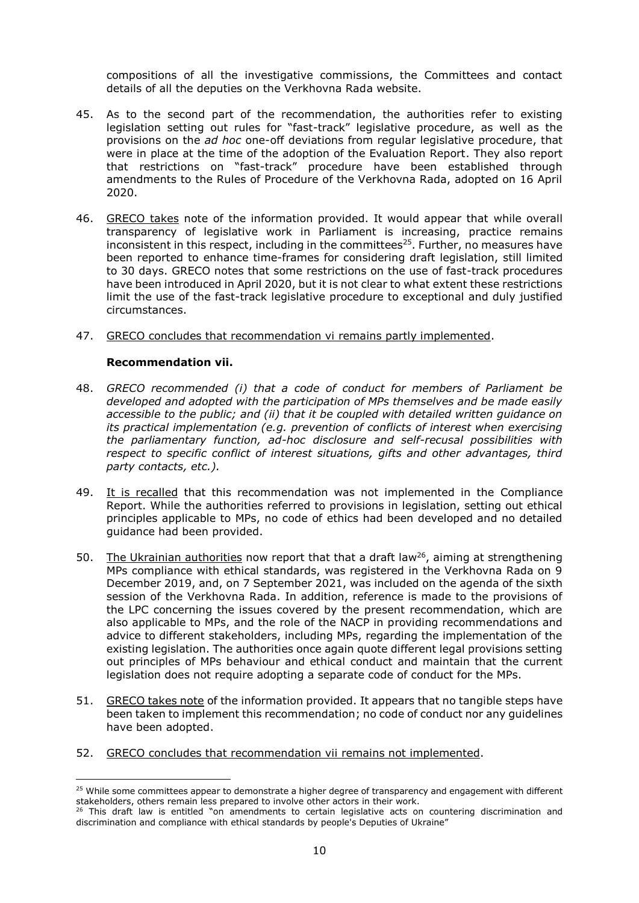compositions of all the investigative commissions, the Committees and contact details of all the deputies on the Verkhovna Rada website.

45. As to the second part of the recommendation, the authorities refer to existing legislation setting out rules for "fast-track" legislative procedure, as well as the provisions on the *ad hoc* one-off deviations from regular legislative procedure, that were in place at the time of the adoption of the Evaluation Report. They also report that restrictions on "fast-track" procedure have been established through amendments to the Rules of Procedure of the Verkhovna Rada, adopted on 16 April 2020.

46. GRECO takes note of the information provided. It would appear that while overall transparency of legislative work in Parliament is increasing, practice remains inconsistent in this respect, including in the committees[25]. Further, no measures have been reported to enhance time-frames for considering draft legislation, still limited to 30 days. GRECO notes that some restrictions on the use of fast-track procedures have been introduced in April 2020, but it is not clear to what extent these restrictions limit the use of the fast-track legislative procedure to exceptional and duly justified circumstances.

47. GRECO concludes that recommendation vi remains partly implemented.

**Recommendation vii.**

48. *GRECO recommended (i) that a code of conduct for members of Parliament be developed and adopted with the participation of MPs themselves and be made easily accessible to the public; and (ii) that it be coupled with detailed written guidance on its practical implementation (e.g. prevention of conflicts of interest when exercising the parliamentary function, ad-hoc disclosure and self-recusal possibilities with respect to specific conflict of interest situations, gifts and other advantages, third party contacts, etc.).*

49. It is recalled that this recommendation was not implemented in the Compliance Report. While the authorities referred to provisions in legislation, setting out ethical principles applicable to MPs, no code of ethics had been developed and no detailed guidance had been provided.

50. The Ukrainian authorities now report that that a draft law[26], aiming at strengthening MPs compliance with ethical standards, was registered in the Verkhovna Rada on 9 December 2019, and, on 7 September 2021, was included on the agenda of the sixth session of the Verkhovna Rada. In addition, reference is made to the provisions of the LPC concerning the issues covered by the present recommendation, which are also applicable to MPs, and the role of the NACP in providing recommendations and advice to different stakeholders, including MPs, regarding the implementation of the existing legislation. The authorities once again quote different legal provisions setting out principles of MPs behaviour and ethical conduct and maintain that the current legislation does not require adopting a separate code of conduct for the MPs.

51. GRECO takes note of the information provided. It appears that no tangible steps have been taken to implement this recommendation; no code of conduct nor any guidelines have been adopted.

52. GRECO concludes that recommendation vii remains not implemented.

---

[25] While some committees appear to demonstrate a higher degree of transparency and engagement with different stakeholders, others remain less prepared to involve other actors in their work.

[26] This draft law is entitled "on amendments to certain legislative acts on countering discrimination and discrimination and compliance with ethical standards by people's Deputies of Ukraine"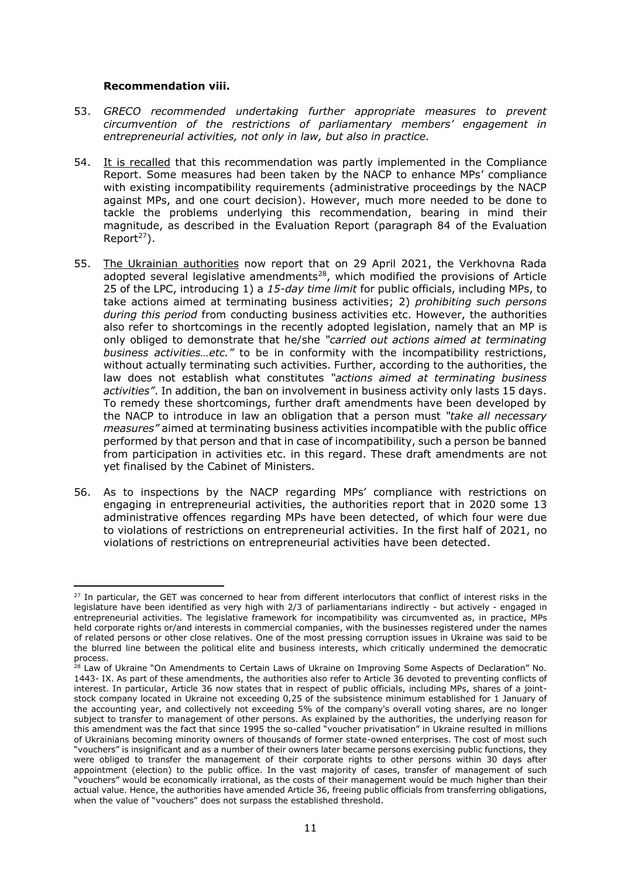**Recommendation viii.**

53. *GRECO recommended undertaking further appropriate measures to prevent circumvention of the restrictions of parliamentary members' engagement in entrepreneurial activities, not only in law, but also in practice.*

54. It is recalled that this recommendation was partly implemented in the Compliance Report. Some measures had been taken by the NACP to enhance MPs' compliance with existing incompatibility requirements (administrative proceedings by the NACP against MPs, and one court decision). However, much more needed to be done to tackle the problems underlying this recommendation, bearing in mind their magnitude, as described in the Evaluation Report (paragraph 84 of the Evaluation Report[27]).

55. The Ukrainian authorities now report that on 29 April 2021, the Verkhovna Rada adopted several legislative amendments[28], which modified the provisions of Article 25 of the LPC, introducing 1) a *15-day time limit* for public officials, including MPs, to take actions aimed at terminating business activities; 2) *prohibiting such persons during this period* from conducting business activities etc. However, the authorities also refer to shortcomings in the recently adopted legislation, namely that an MP is only obliged to demonstrate that he/she *"carried out actions aimed at terminating business activities…etc."* to be in conformity with the incompatibility restrictions, without actually terminating such activities. Further, according to the authorities, the law does not establish what constitutes *"actions aimed at terminating business activities"*. In addition, the ban on involvement in business activity only lasts 15 days. To remedy these shortcomings, further draft amendments have been developed by the NACP to introduce in law an obligation that a person must *"take all necessary measures"* aimed at terminating business activities incompatible with the public office performed by that person and that in case of incompatibility, such a person be banned from participation in activities etc. in this regard. These draft amendments are not yet finalised by the Cabinet of Ministers.

56. As to inspections by the NACP regarding MPs' compliance with restrictions on engaging in entrepreneurial activities, the authorities report that in 2020 some 13 administrative offences regarding MPs have been detected, of which four were due to violations of restrictions on entrepreneurial activities. In the first half of 2021, no violations of restrictions on entrepreneurial activities have been detected.

---

[27] In particular, the GET was concerned to hear from different interlocutors that conflict of interest risks in the legislature have been identified as very high with 2/3 of parliamentarians indirectly - but actively - engaged in entrepreneurial activities. The legislative framework for incompatibility was circumvented as, in practice, MPs held corporate rights or/and interests in commercial companies, with the businesses registered under the names of related persons or other close relatives. One of the most pressing corruption issues in Ukraine was said to be the blurred line between the political elite and business interests, which critically undermined the democratic process.

[28] Law of Ukraine "On Amendments to Certain Laws of Ukraine on Improving Some Aspects of Declaration" No. 1443- IX. As part of these amendments, the authorities also refer to Article 36 devoted to preventing conflicts of interest. In particular, Article 36 now states that in respect of public officials, including MPs, shares of a joint-stock company located in Ukraine not exceeding 0,25 of the subsistence minimum established for 1 January of the accounting year, and collectively not exceeding 5% of the company's overall voting shares, are no longer subject to transfer to management of other persons. As explained by the authorities, the underlying reason for this amendment was the fact that since 1995 the so-called "voucher privatisation" in Ukraine resulted in millions of Ukrainians becoming minority owners of thousands of former state-owned enterprises. The cost of most such "vouchers" is insignificant and as a number of their owners later became persons exercising public functions, they were obliged to transfer the management of their corporate rights to other persons within 30 days after appointment (election) to the public office. In the vast majority of cases, transfer of management of such "vouchers" would be economically irrational, as the costs of their management would be much higher than their actual value. Hence, the authorities have amended Article 36, freeing public officials from transferring obligations, when the value of "vouchers" does not surpass the established threshold.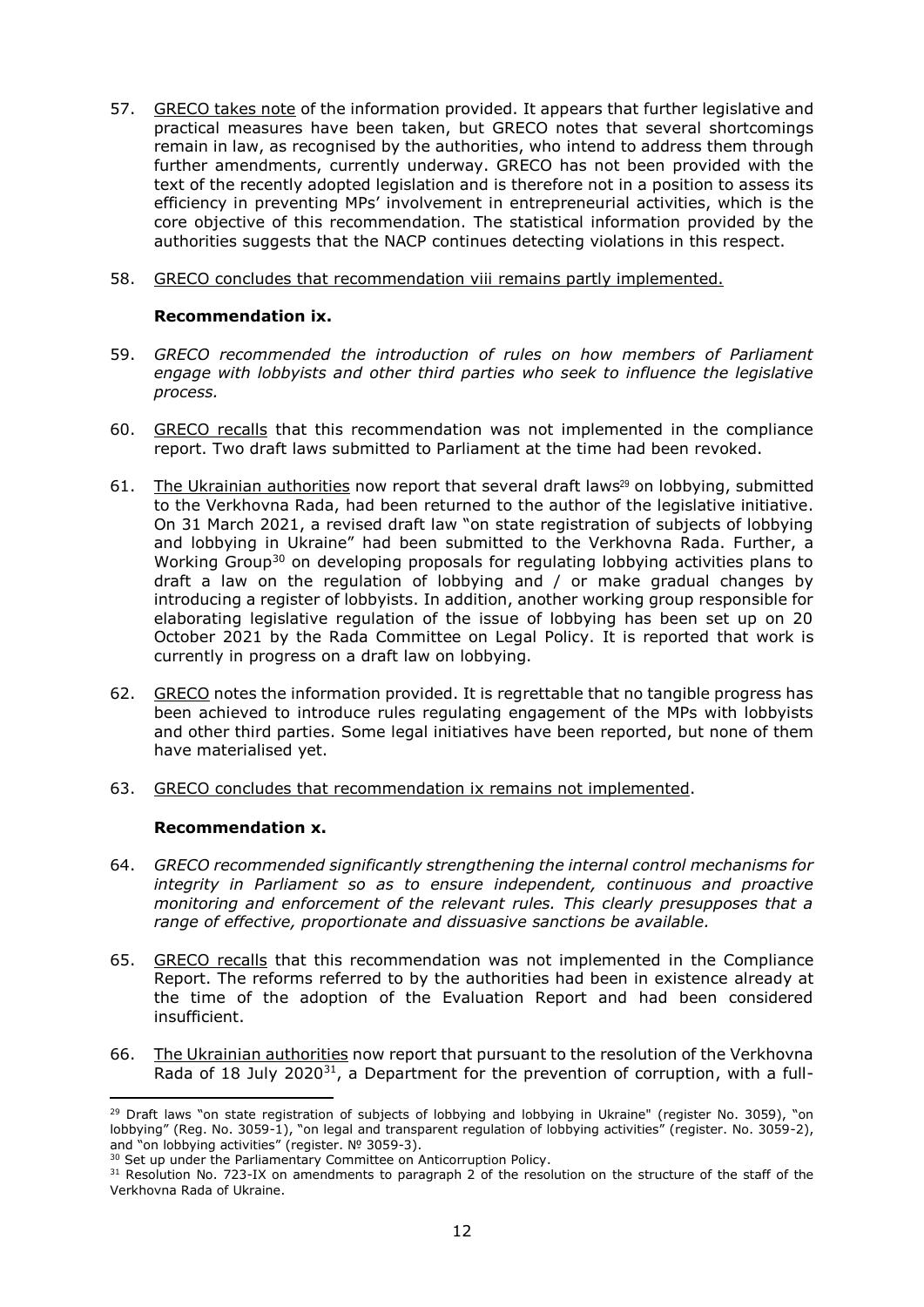57. GRECO takes note of the information provided. It appears that further legislative and practical measures have been taken, but GRECO notes that several shortcomings remain in law, as recognised by the authorities, who intend to address them through further amendments, currently underway. GRECO has not been provided with the text of the recently adopted legislation and is therefore not in a position to assess its efficiency in preventing MPs' involvement in entrepreneurial activities, which is the core objective of this recommendation. The statistical information provided by the authorities suggests that the NACP continues detecting violations in this respect.

58. GRECO concludes that recommendation viii remains partly implemented.

**Recommendation ix.**

59. *GRECO recommended the introduction of rules on how members of Parliament engage with lobbyists and other third parties who seek to influence the legislative process.*

60. GRECO recalls that this recommendation was not implemented in the compliance report. Two draft laws submitted to Parliament at the time had been revoked.

61. The Ukrainian authorities now report that several draft laws[29] on lobbying, submitted to the Verkhovna Rada, had been returned to the author of the legislative initiative. On 31 March 2021, a revised draft law "on state registration of subjects of lobbying and lobbying in Ukraine" had been submitted to the Verkhovna Rada. Further, a Working Group[30] on developing proposals for regulating lobbying activities plans to draft a law on the regulation of lobbying and / or make gradual changes by introducing a register of lobbyists. In addition, another working group responsible for elaborating legislative regulation of the issue of lobbying has been set up on 20 October 2021 by the Rada Committee on Legal Policy. It is reported that work is currently in progress on a draft law on lobbying.

62. GRECO notes the information provided. It is regrettable that no tangible progress has been achieved to introduce rules regulating engagement of the MPs with lobbyists and other third parties. Some legal initiatives have been reported, but none of them have materialised yet.

63. GRECO concludes that recommendation ix remains not implemented.

**Recommendation x.**

64. *GRECO recommended significantly strengthening the internal control mechanisms for integrity in Parliament so as to ensure independent, continuous and proactive monitoring and enforcement of the relevant rules. This clearly presupposes that a range of effective, proportionate and dissuasive sanctions be available.*

65. GRECO recalls that this recommendation was not implemented in the Compliance Report. The reforms referred to by the authorities had been in existence already at the time of the adoption of the Evaluation Report and had been considered insufficient.

66. The Ukrainian authorities now report that pursuant to the resolution of the Verkhovna Rada of 18 July 2020[31], a Department for the prevention of corruption, with a full-

---

[29] Draft laws "on state registration of subjects of lobbying and lobbying in Ukraine" (register No. 3059), "on lobbying" (Reg. No. 3059-1), "on legal and transparent regulation of lobbying activities" (register. No. 3059-2), and "on lobbying activities" (register. № 3059-3).

[30] Set up under the Parliamentary Committee on Anticorruption Policy.

[31] Resolution No. 723-IX on amendments to paragraph 2 of the resolution on the structure of the staff of the Verkhovna Rada of Ukraine.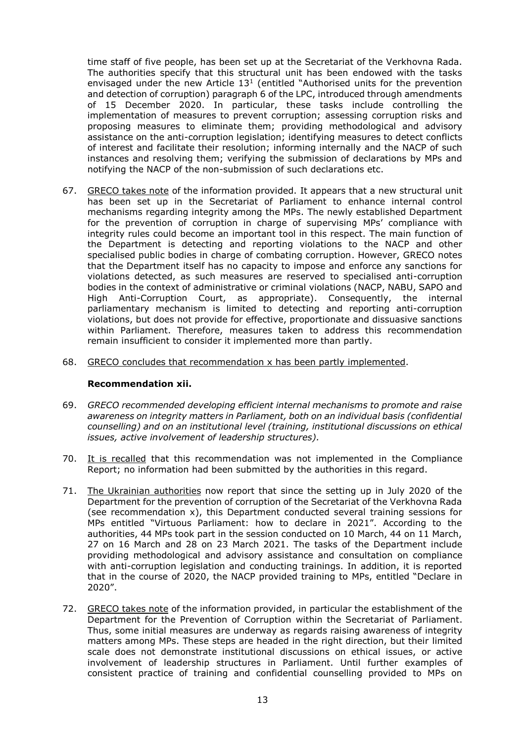time staff of five people, has been set up at the Secretariat of the Verkhovna Rada. The authorities specify that this structural unit has been endowed with the tasks envisaged under the new Article 13[1] (entitled "Authorised units for the prevention and detection of corruption) paragraph 6 of the LPC, introduced through amendments of 15 December 2020. In particular, these tasks include controlling the implementation of measures to prevent corruption; assessing corruption risks and proposing measures to eliminate them; providing methodological and advisory assistance on the anti-corruption legislation; identifying measures to detect conflicts of interest and facilitate their resolution; informing internally and the NACP of such instances and resolving them; verifying the submission of declarations by MPs and notifying the NACP of the non-submission of such declarations etc.

67. GRECO takes note of the information provided. It appears that a new structural unit has been set up in the Secretariat of Parliament to enhance internal control mechanisms regarding integrity among the MPs. The newly established Department for the prevention of corruption in charge of supervising MPs' compliance with integrity rules could become an important tool in this respect. The main function of the Department is detecting and reporting violations to the NACP and other specialised public bodies in charge of combating corruption. However, GRECO notes that the Department itself has no capacity to impose and enforce any sanctions for violations detected, as such measures are reserved to specialised anti-corruption bodies in the context of administrative or criminal violations (NACP, NABU, SAPO and High Anti-Corruption Court, as appropriate). Consequently, the internal parliamentary mechanism is limited to detecting and reporting anti-corruption violations, but does not provide for effective, proportionate and dissuasive sanctions within Parliament. Therefore, measures taken to address this recommendation remain insufficient to consider it implemented more than partly.

68. GRECO concludes that recommendation x has been partly implemented.

**Recommendation xii.**

69. *GRECO recommended developing efficient internal mechanisms to promote and raise awareness on integrity matters in Parliament, both on an individual basis (confidential counselling) and on an institutional level (training, institutional discussions on ethical issues, active involvement of leadership structures).*

70. It is recalled that this recommendation was not implemented in the Compliance Report; no information had been submitted by the authorities in this regard.

71. The Ukrainian authorities now report that since the setting up in July 2020 of the Department for the prevention of corruption of the Secretariat of the Verkhovna Rada (see recommendation x), this Department conducted several training sessions for MPs entitled "Virtuous Parliament: how to declare in 2021". According to the authorities, 44 MPs took part in the session conducted on 10 March, 44 on 11 March, 27 on 16 March and 28 on 23 March 2021. The tasks of the Department include providing methodological and advisory assistance and consultation on compliance with anti-corruption legislation and conducting trainings. In addition, it is reported that in the course of 2020, the NACP provided training to MPs, entitled "Declare in 2020".

72. GRECO takes note of the information provided, in particular the establishment of the Department for the Prevention of Corruption within the Secretariat of Parliament. Thus, some initial measures are underway as regards raising awareness of integrity matters among MPs. These steps are headed in the right direction, but their limited scale does not demonstrate institutional discussions on ethical issues, or active involvement of leadership structures in Parliament. Until further examples of consistent practice of training and confidential counselling provided to MPs on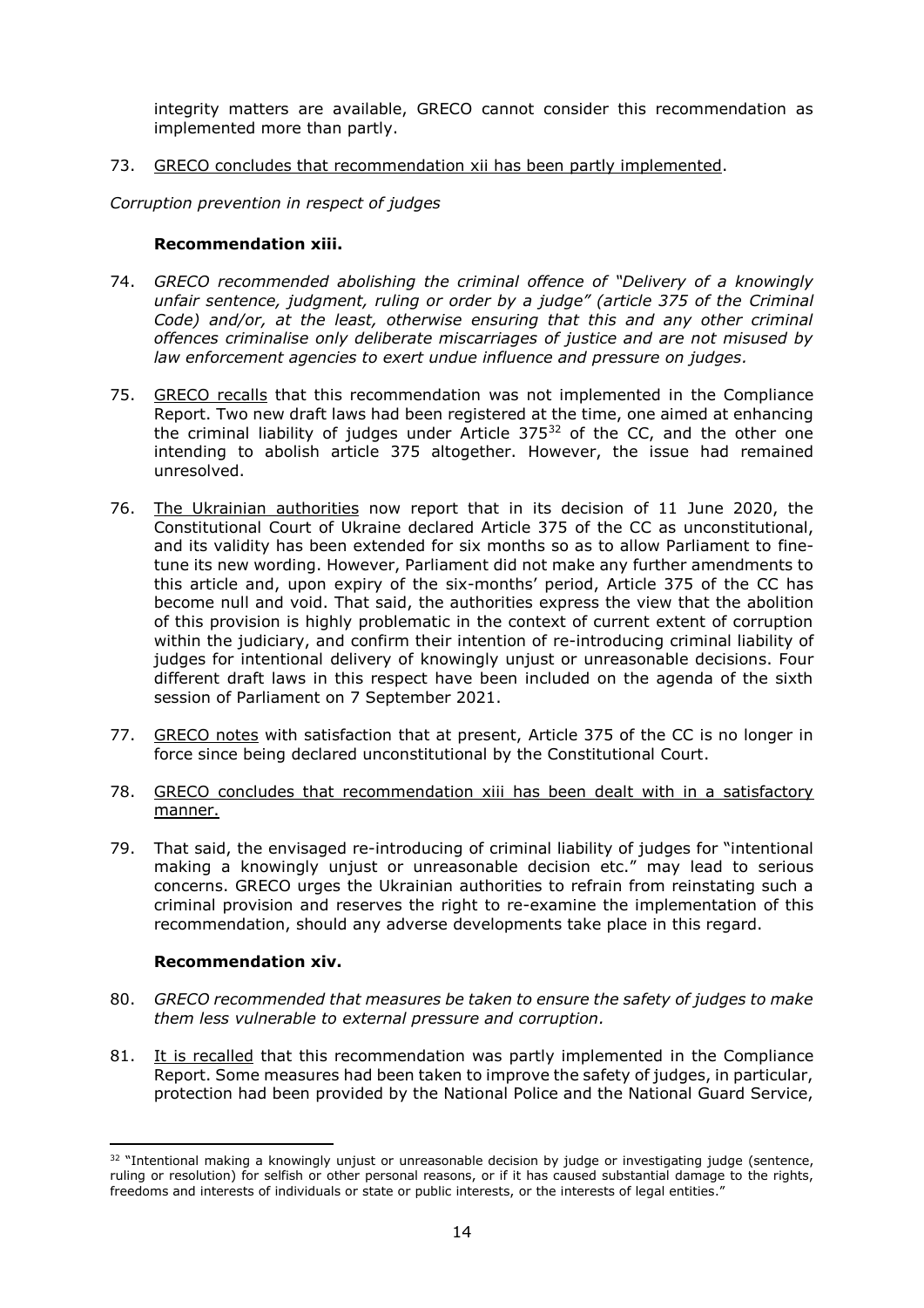integrity matters are available, GRECO cannot consider this recommendation as implemented more than partly.

73. GRECO concludes that recommendation xii has been partly implemented.

*Corruption prevention in respect of judges*

**Recommendation xiii.**

74. *GRECO recommended abolishing the criminal offence of "Delivery of a knowingly unfair sentence, judgment, ruling or order by a judge" (article 375 of the Criminal Code) and/or, at the least, otherwise ensuring that this and any other criminal offences criminalise only deliberate miscarriages of justice and are not misused by law enforcement agencies to exert undue influence and pressure on judges.*

75. GRECO recalls that this recommendation was not implemented in the Compliance Report. Two new draft laws had been registered at the time, one aimed at enhancing the criminal liability of judges under Article 375[32] of the CC, and the other one intending to abolish article 375 altogether. However, the issue had remained unresolved.

76. The Ukrainian authorities now report that in its decision of 11 June 2020, the Constitutional Court of Ukraine declared Article 375 of the CC as unconstitutional, and its validity has been extended for six months so as to allow Parliament to fine-tune its new wording. However, Parliament did not make any further amendments to this article and, upon expiry of the six-months' period, Article 375 of the CC has become null and void. That said, the authorities express the view that the abolition of this provision is highly problematic in the context of current extent of corruption within the judiciary, and confirm their intention of re-introducing criminal liability of judges for intentional delivery of knowingly unjust or unreasonable decisions. Four different draft laws in this respect have been included on the agenda of the sixth session of Parliament on 7 September 2021.

77. GRECO notes with satisfaction that at present, Article 375 of the CC is no longer in force since being declared unconstitutional by the Constitutional Court.

78. GRECO concludes that recommendation xiii has been dealt with in a satisfactory manner.

79. That said, the envisaged re-introducing of criminal liability of judges for "intentional making a knowingly unjust or unreasonable decision etc." may lead to serious concerns. GRECO urges the Ukrainian authorities to refrain from reinstating such a criminal provision and reserves the right to re-examine the implementation of this recommendation, should any adverse developments take place in this regard.

**Recommendation xiv.**

80. *GRECO recommended that measures be taken to ensure the safety of judges to make them less vulnerable to external pressure and corruption.*

81. It is recalled that this recommendation was partly implemented in the Compliance Report. Some measures had been taken to improve the safety of judges, in particular, protection had been provided by the National Police and the National Guard Service,

[32] "Intentional making a knowingly unjust or unreasonable decision by judge or investigating judge (sentence, ruling or resolution) for selfish or other personal reasons, or if it has caused substantial damage to the rights, freedoms and interests of individuals or state or public interests, or the interests of legal entities."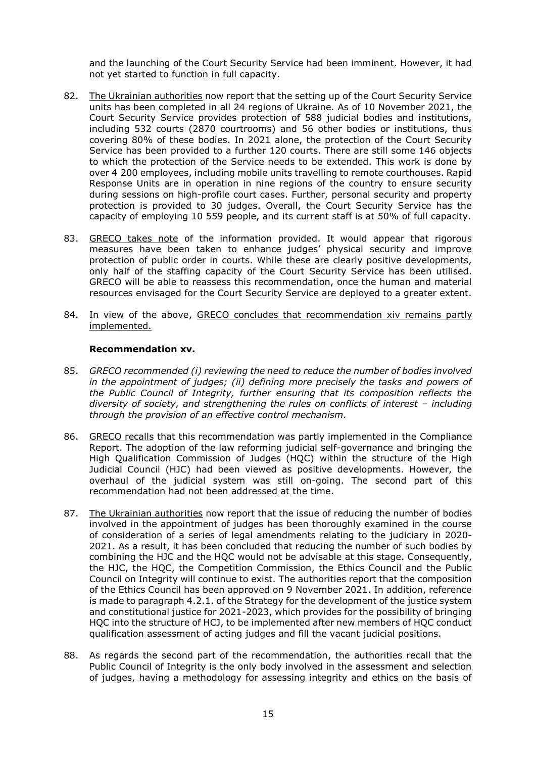and the launching of the Court Security Service had been imminent. However, it had not yet started to function in full capacity.

82. The Ukrainian authorities now report that the setting up of the Court Security Service units has been completed in all 24 regions of Ukraine. As of 10 November 2021, the Court Security Service provides protection of 588 judicial bodies and institutions, including 532 courts (2870 courtrooms) and 56 other bodies or institutions, thus covering 80% of these bodies. In 2021 alone, the protection of the Court Security Service has been provided to a further 120 courts. There are still some 146 objects to which the protection of the Service needs to be extended. This work is done by over 4 200 employees, including mobile units travelling to remote courthouses. Rapid Response Units are in operation in nine regions of the country to ensure security during sessions on high-profile court cases. Further, personal security and property protection is provided to 30 judges. Overall, the Court Security Service has the capacity of employing 10 559 people, and its current staff is at 50% of full capacity.

83. GRECO takes note of the information provided. It would appear that rigorous measures have been taken to enhance judges' physical security and improve protection of public order in courts. While these are clearly positive developments, only half of the staffing capacity of the Court Security Service has been utilised. GRECO will be able to reassess this recommendation, once the human and material resources envisaged for the Court Security Service are deployed to a greater extent.

84. In view of the above, GRECO concludes that recommendation xiv remains partly implemented.

### Recommendation xv.

85. *GRECO recommended (i) reviewing the need to reduce the number of bodies involved in the appointment of judges; (ii) defining more precisely the tasks and powers of the Public Council of Integrity, further ensuring that its composition reflects the diversity of society, and strengthening the rules on conflicts of interest – including through the provision of an effective control mechanism.*

86. GRECO recalls that this recommendation was partly implemented in the Compliance Report. The adoption of the law reforming judicial self-governance and bringing the High Qualification Commission of Judges (HQC) within the structure of the High Judicial Council (HJC) had been viewed as positive developments. However, the overhaul of the judicial system was still on-going. The second part of this recommendation had not been addressed at the time.

87. The Ukrainian authorities now report that the issue of reducing the number of bodies involved in the appointment of judges has been thoroughly examined in the course of consideration of a series of legal amendments relating to the judiciary in 2020-2021. As a result, it has been concluded that reducing the number of such bodies by combining the HJC and the HQC would not be advisable at this stage. Consequently, the HJC, the HQC, the Competition Commission, the Ethics Council and the Public Council on Integrity will continue to exist. The authorities report that the composition of the Ethics Council has been approved on 9 November 2021. In addition, reference is made to paragraph 4.2.1. of the Strategy for the development of the justice system and constitutional justice for 2021-2023, which provides for the possibility of bringing HQC into the structure of HCJ, to be implemented after new members of HQC conduct qualification assessment of acting judges and fill the vacant judicial positions.

88. As regards the second part of the recommendation, the authorities recall that the Public Council of Integrity is the only body involved in the assessment and selection of judges, having a methodology for assessing integrity and ethics on the basis of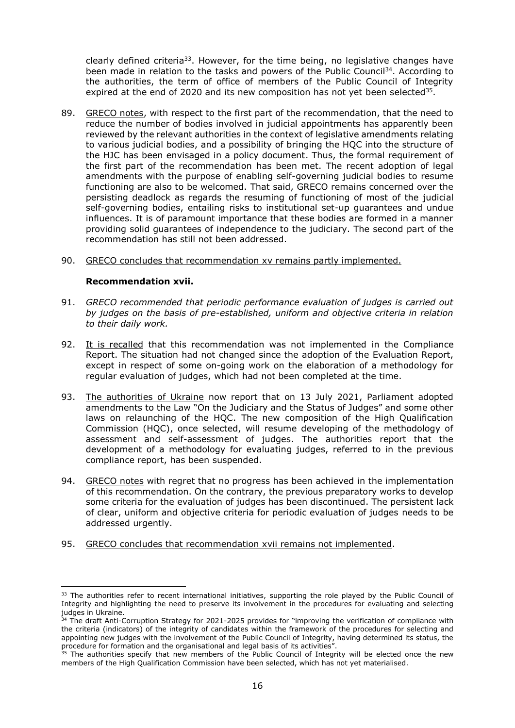clearly defined criteria[33]. However, for the time being, no legislative changes have been made in relation to the tasks and powers of the Public Council[34]. According to the authorities, the term of office of members of the Public Council of Integrity expired at the end of 2020 and its new composition has not yet been selected[35].

89. GRECO notes, with respect to the first part of the recommendation, that the need to reduce the number of bodies involved in judicial appointments has apparently been reviewed by the relevant authorities in the context of legislative amendments relating to various judicial bodies, and a possibility of bringing the HQC into the structure of the HJC has been envisaged in a policy document. Thus, the formal requirement of the first part of the recommendation has been met. The recent adoption of legal amendments with the purpose of enabling self-governing judicial bodies to resume functioning are also to be welcomed. That said, GRECO remains concerned over the persisting deadlock as regards the resuming of functioning of most of the judicial self-governing bodies, entailing risks to institutional set-up guarantees and undue influences. It is of paramount importance that these bodies are formed in a manner providing solid guarantees of independence to the judiciary. The second part of the recommendation has still not been addressed.

90. GRECO concludes that recommendation xv remains partly implemented.

**Recommendation xvii.**

91. *GRECO recommended that periodic performance evaluation of judges is carried out by judges on the basis of pre-established, uniform and objective criteria in relation to their daily work.*

92. It is recalled that this recommendation was not implemented in the Compliance Report. The situation had not changed since the adoption of the Evaluation Report, except in respect of some on-going work on the elaboration of a methodology for regular evaluation of judges, which had not been completed at the time.

93. The authorities of Ukraine now report that on 13 July 2021, Parliament adopted amendments to the Law "On the Judiciary and the Status of Judges" and some other laws on relaunching of the HQC. The new composition of the High Qualification Commission (HQC), once selected, will resume developing of the methodology of assessment and self-assessment of judges. The authorities report that the development of a methodology for evaluating judges, referred to in the previous compliance report, has been suspended.

94. GRECO notes with regret that no progress has been achieved in the implementation of this recommendation. On the contrary, the previous preparatory works to develop some criteria for the evaluation of judges has been discontinued. The persistent lack of clear, uniform and objective criteria for periodic evaluation of judges needs to be addressed urgently.

95. GRECO concludes that recommendation xvii remains not implemented.

---

[33] The authorities refer to recent international initiatives, supporting the role played by the Public Council of Integrity and highlighting the need to preserve its involvement in the procedures for evaluating and selecting judges in Ukraine.

[34] The draft Anti-Corruption Strategy for 2021-2025 provides for "improving the verification of compliance with the criteria (indicators) of the integrity of candidates within the framework of the procedures for selecting and appointing new judges with the involvement of the Public Council of Integrity, having determined its status, the procedure for formation and the organisational and legal basis of its activities".

[35] The authorities specify that new members of the Public Council of Integrity will be elected once the new members of the High Qualification Commission have been selected, which has not yet materialised.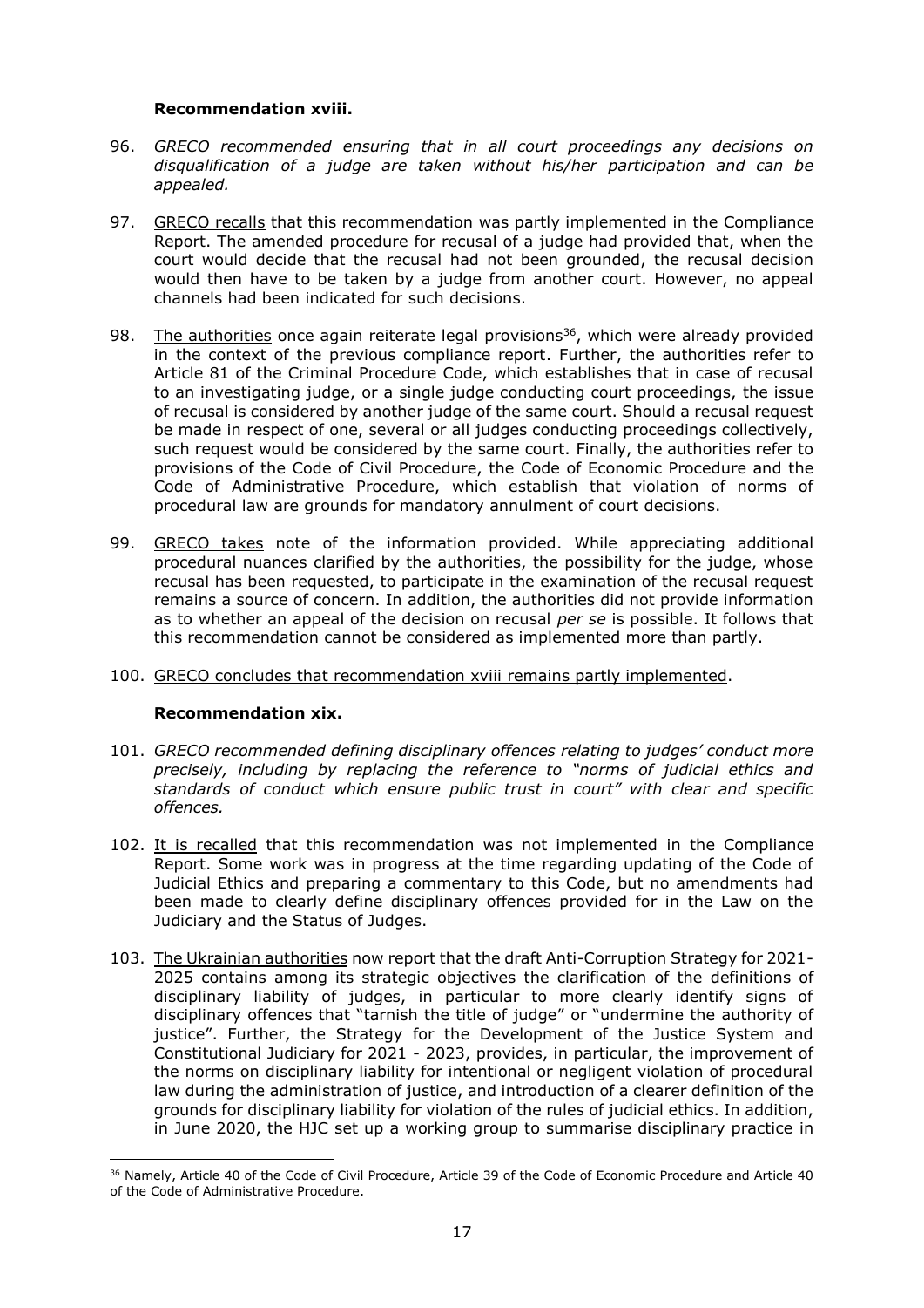**Recommendation xviii.**

96. *GRECO recommended ensuring that in all court proceedings any decisions on disqualification of a judge are taken without his/her participation and can be appealed.*

97. GRECO recalls that this recommendation was partly implemented in the Compliance Report. The amended procedure for recusal of a judge had provided that, when the court would decide that the recusal had not been grounded, the recusal decision would then have to be taken by a judge from another court. However, no appeal channels had been indicated for such decisions.

98. The authorities once again reiterate legal provisions[36], which were already provided in the context of the previous compliance report. Further, the authorities refer to Article 81 of the Criminal Procedure Code, which establishes that in case of recusal to an investigating judge, or a single judge conducting court proceedings, the issue of recusal is considered by another judge of the same court. Should a recusal request be made in respect of one, several or all judges conducting proceedings collectively, such request would be considered by the same court. Finally, the authorities refer to provisions of the Code of Civil Procedure, the Code of Economic Procedure and the Code of Administrative Procedure, which establish that violation of norms of procedural law are grounds for mandatory annulment of court decisions.

99. GRECO takes note of the information provided. While appreciating additional procedural nuances clarified by the authorities, the possibility for the judge, whose recusal has been requested, to participate in the examination of the recusal request remains a source of concern. In addition, the authorities did not provide information as to whether an appeal of the decision on recusal *per se* is possible. It follows that this recommendation cannot be considered as implemented more than partly.

100. GRECO concludes that recommendation xviii remains partly implemented.

**Recommendation xix.**

101. *GRECO recommended defining disciplinary offences relating to judges' conduct more precisely, including by replacing the reference to "norms of judicial ethics and standards of conduct which ensure public trust in court" with clear and specific offences.*

102. It is recalled that this recommendation was not implemented in the Compliance Report. Some work was in progress at the time regarding updating of the Code of Judicial Ethics and preparing a commentary to this Code, but no amendments had been made to clearly define disciplinary offences provided for in the Law on the Judiciary and the Status of Judges.

103. The Ukrainian authorities now report that the draft Anti-Corruption Strategy for 2021-2025 contains among its strategic objectives the clarification of the definitions of disciplinary liability of judges, in particular to more clearly identify signs of disciplinary offences that "tarnish the title of judge" or "undermine the authority of justice". Further, the Strategy for the Development of the Justice System and Constitutional Judiciary for 2021 - 2023, provides, in particular, the improvement of the norms on disciplinary liability for intentional or negligent violation of procedural law during the administration of justice, and introduction of a clearer definition of the grounds for disciplinary liability for violation of the rules of judicial ethics. In addition, in June 2020, the HJC set up a working group to summarise disciplinary practice in

---

[36] Namely, Article 40 of the Code of Civil Procedure, Article 39 of the Code of Economic Procedure and Article 40 of the Code of Administrative Procedure.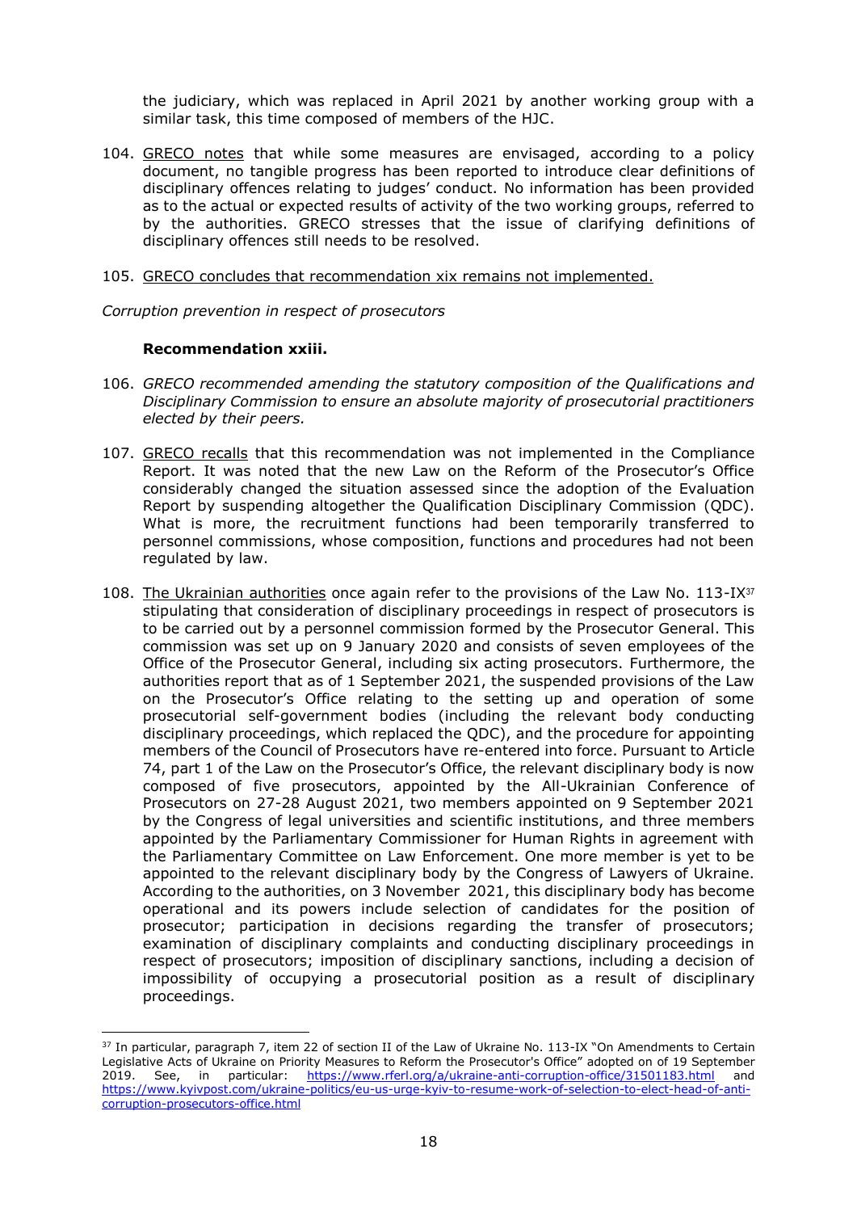the judiciary, which was replaced in April 2021 by another working group with a similar task, this time composed of members of the HJC.

104. GRECO notes that while some measures are envisaged, according to a policy document, no tangible progress has been reported to introduce clear definitions of disciplinary offences relating to judges' conduct. No information has been provided as to the actual or expected results of activity of the two working groups, referred to by the authorities. GRECO stresses that the issue of clarifying definitions of disciplinary offences still needs to be resolved.

105. GRECO concludes that recommendation xix remains not implemented.

*Corruption prevention in respect of prosecutors*

**Recommendation xxiii.**

106. *GRECO recommended amending the statutory composition of the Qualifications and Disciplinary Commission to ensure an absolute majority of prosecutorial practitioners elected by their peers.*

107. GRECO recalls that this recommendation was not implemented in the Compliance Report. It was noted that the new Law on the Reform of the Prosecutor's Office considerably changed the situation assessed since the adoption of the Evaluation Report by suspending altogether the Qualification Disciplinary Commission (QDC). What is more, the recruitment functions had been temporarily transferred to personnel commissions, whose composition, functions and procedures had not been regulated by law.

108. The Ukrainian authorities once again refer to the provisions of the Law No. 113-IX[37] stipulating that consideration of disciplinary proceedings in respect of prosecutors is to be carried out by a personnel commission formed by the Prosecutor General. This commission was set up on 9 January 2020 and consists of seven employees of the Office of the Prosecutor General, including six acting prosecutors. Furthermore, the authorities report that as of 1 September 2021, the suspended provisions of the Law on the Prosecutor's Office relating to the setting up and operation of some prosecutorial self-government bodies (including the relevant body conducting disciplinary proceedings, which replaced the QDC), and the procedure for appointing members of the Council of Prosecutors have re-entered into force. Pursuant to Article 74, part 1 of the Law on the Prosecutor's Office, the relevant disciplinary body is now composed of five prosecutors, appointed by the All-Ukrainian Conference of Prosecutors on 27-28 August 2021, two members appointed on 9 September 2021 by the Congress of legal universities and scientific institutions, and three members appointed by the Parliamentary Commissioner for Human Rights in agreement with the Parliamentary Committee on Law Enforcement. One more member is yet to be appointed to the relevant disciplinary body by the Congress of Lawyers of Ukraine. According to the authorities, on 3 November 2021, this disciplinary body has become operational and its powers include selection of candidates for the position of prosecutor; participation in decisions regarding the transfer of prosecutors; examination of disciplinary complaints and conducting disciplinary proceedings in respect of prosecutors; imposition of disciplinary sanctions, including a decision of impossibility of occupying a prosecutorial position as a result of disciplinary proceedings.

---

[37] In particular, paragraph 7, item 22 of section II of the Law of Ukraine No. 113-IX "On Amendments to Certain Legislative Acts of Ukraine on Priority Measures to Reform the Prosecutor's Office" adopted on of 19 September 2019. See, in particular: https://www.rferl.org/a/ukraine-anti-corruption-office/31501183.html and https://www.kyivpost.com/ukraine-politics/eu-us-urge-kyiv-to-resume-work-of-selection-to-elect-head-of-anti-corruption-prosecutors-office.html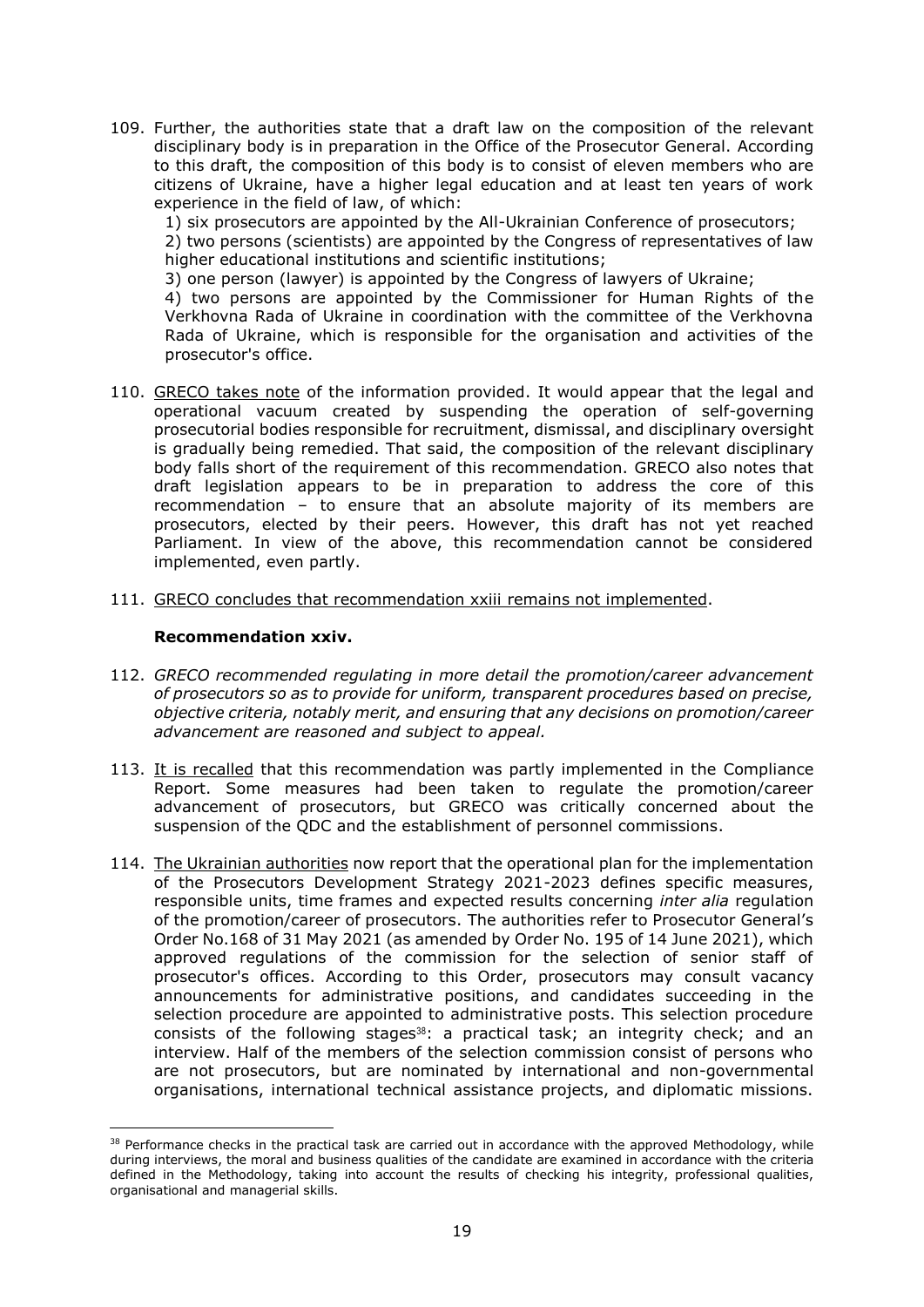109. Further, the authorities state that a draft law on the composition of the relevant disciplinary body is in preparation in the Office of the Prosecutor General. According to this draft, the composition of this body is to consist of eleven members who are citizens of Ukraine, have a higher legal education and at least ten years of work experience in the field of law, of which:

   1) six prosecutors are appointed by the All-Ukrainian Conference of prosecutors;
   2) two persons (scientists) are appointed by the Congress of representatives of law higher educational institutions and scientific institutions;
   3) one person (lawyer) is appointed by the Congress of lawyers of Ukraine;
   4) two persons are appointed by the Commissioner for Human Rights of the Verkhovna Rada of Ukraine in coordination with the committee of the Verkhovna Rada of Ukraine, which is responsible for the organisation and activities of the prosecutor's office.

110. GRECO takes note of the information provided. It would appear that the legal and operational vacuum created by suspending the operation of self-governing prosecutorial bodies responsible for recruitment, dismissal, and disciplinary oversight is gradually being remedied. That said, the composition of the relevant disciplinary body falls short of the requirement of this recommendation. GRECO also notes that draft legislation appears to be in preparation to address the core of this recommendation – to ensure that an absolute majority of its members are prosecutors, elected by their peers. However, this draft has not yet reached Parliament. In view of the above, this recommendation cannot be considered implemented, even partly.

111. GRECO concludes that recommendation xxiii remains not implemented.

**Recommendation xxiv.**

112. *GRECO recommended regulating in more detail the promotion/career advancement of prosecutors so as to provide for uniform, transparent procedures based on precise, objective criteria, notably merit, and ensuring that any decisions on promotion/career advancement are reasoned and subject to appeal.*

113. It is recalled that this recommendation was partly implemented in the Compliance Report. Some measures had been taken to regulate the promotion/career advancement of prosecutors, but GRECO was critically concerned about the suspension of the QDC and the establishment of personnel commissions.

114. The Ukrainian authorities now report that the operational plan for the implementation of the Prosecutors Development Strategy 2021-2023 defines specific measures, responsible units, time frames and expected results concerning *inter alia* regulation of the promotion/career of prosecutors. The authorities refer to Prosecutor General's Order No.168 of 31 May 2021 (as amended by Order No. 195 of 14 June 2021), which approved regulations of the commission for the selection of senior staff of prosecutor's offices. According to this Order, prosecutors may consult vacancy announcements for administrative positions, and candidates succeeding in the selection procedure are appointed to administrative posts. This selection procedure consists of the following stages[38]: a practical task; an integrity check; and an interview. Half of the members of the selection commission consist of persons who are not prosecutors, but are nominated by international and non-governmental organisations, international technical assistance projects, and diplomatic missions.

---

[38] Performance checks in the practical task are carried out in accordance with the approved Methodology, while during interviews, the moral and business qualities of the candidate are examined in accordance with the criteria defined in the Methodology, taking into account the results of checking his integrity, professional qualities, organisational and managerial skills.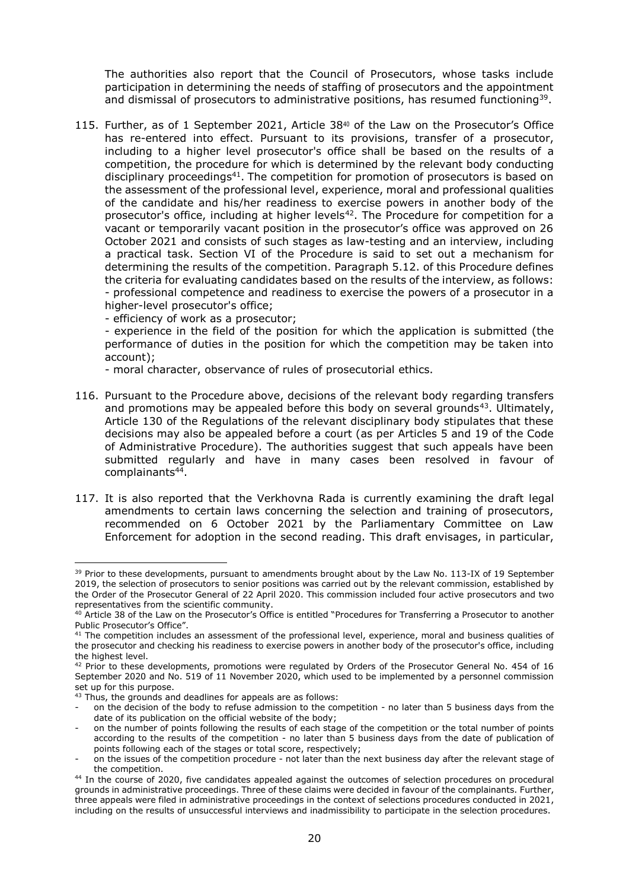The authorities also report that the Council of Prosecutors, whose tasks include participation in determining the needs of staffing of prosecutors and the appointment and dismissal of prosecutors to administrative positions, has resumed functioning[39].

115. Further, as of 1 September 2021, Article 38[40] of the Law on the Prosecutor's Office has re-entered into effect. Pursuant to its provisions, transfer of a prosecutor, including to a higher level prosecutor's office shall be based on the results of a competition, the procedure for which is determined by the relevant body conducting disciplinary proceedings[41]. The competition for promotion of prosecutors is based on the assessment of the professional level, experience, moral and professional qualities of the candidate and his/her readiness to exercise powers in another body of the prosecutor's office, including at higher levels[42]. The Procedure for competition for a vacant or temporarily vacant position in the prosecutor's office was approved on 26 October 2021 and consists of such stages as law-testing and an interview, including a practical task. Section VI of the Procedure is said to set out a mechanism for determining the results of the competition. Paragraph 5.12. of this Procedure defines the criteria for evaluating candidates based on the results of the interview, as follows:
 - professional competence and readiness to exercise the powers of a prosecutor in a higher-level prosecutor's office;
 - efficiency of work as a prosecutor;
 - experience in the field of the position for which the application is submitted (the performance of duties in the position for which the competition may be taken into account);
 - moral character, observance of rules of prosecutorial ethics.

116. Pursuant to the Procedure above, decisions of the relevant body regarding transfers and promotions may be appealed before this body on several grounds[43]. Ultimately, Article 130 of the Regulations of the relevant disciplinary body stipulates that these decisions may also be appealed before a court (as per Articles 5 and 19 of the Code of Administrative Procedure). The authorities suggest that such appeals have been submitted regularly and have in many cases been resolved in favour of complainants[44].

117. It is also reported that the Verkhovna Rada is currently examining the draft legal amendments to certain laws concerning the selection and training of prosecutors, recommended on 6 October 2021 by the Parliamentary Committee on Law Enforcement for adoption in the second reading. This draft envisages, in particular,

---

[39] Prior to these developments, pursuant to amendments brought about by the Law No. 113-IX of 19 September 2019, the selection of prosecutors to senior positions was carried out by the relevant commission, established by the Order of the Prosecutor General of 22 April 2020. This commission included four active prosecutors and two representatives from the scientific community.

[40] Article 38 of the Law on the Prosecutor's Office is entitled "Procedures for Transferring a Prosecutor to another Public Prosecutor's Office".

[41] The competition includes an assessment of the professional level, experience, moral and business qualities of the prosecutor and checking his readiness to exercise powers in another body of the prosecutor's office, including the highest level.

[42] Prior to these developments, promotions were regulated by Orders of the Prosecutor General No. 454 of 16 September 2020 and No. 519 of 11 November 2020, which used to be implemented by a personnel commission set up for this purpose.

[43] Thus, the grounds and deadlines for appeals are as follows:
- on the decision of the body to refuse admission to the competition - no later than 5 business days from the date of its publication on the official website of the body;
- on the number of points following the results of each stage of the competition or the total number of points according to the results of the competition - no later than 5 business days from the date of publication of points following each of the stages or total score, respectively;
- on the issues of the competition procedure - not later than the next business day after the relevant stage of the competition.

[44] In the course of 2020, five candidates appealed against the outcomes of selection procedures on procedural grounds in administrative proceedings. Three of these claims were decided in favour of the complainants. Further, three appeals were filed in administrative proceedings in the context of selections procedures conducted in 2021, including on the results of unsuccessful interviews and inadmissibility to participate in the selection procedures.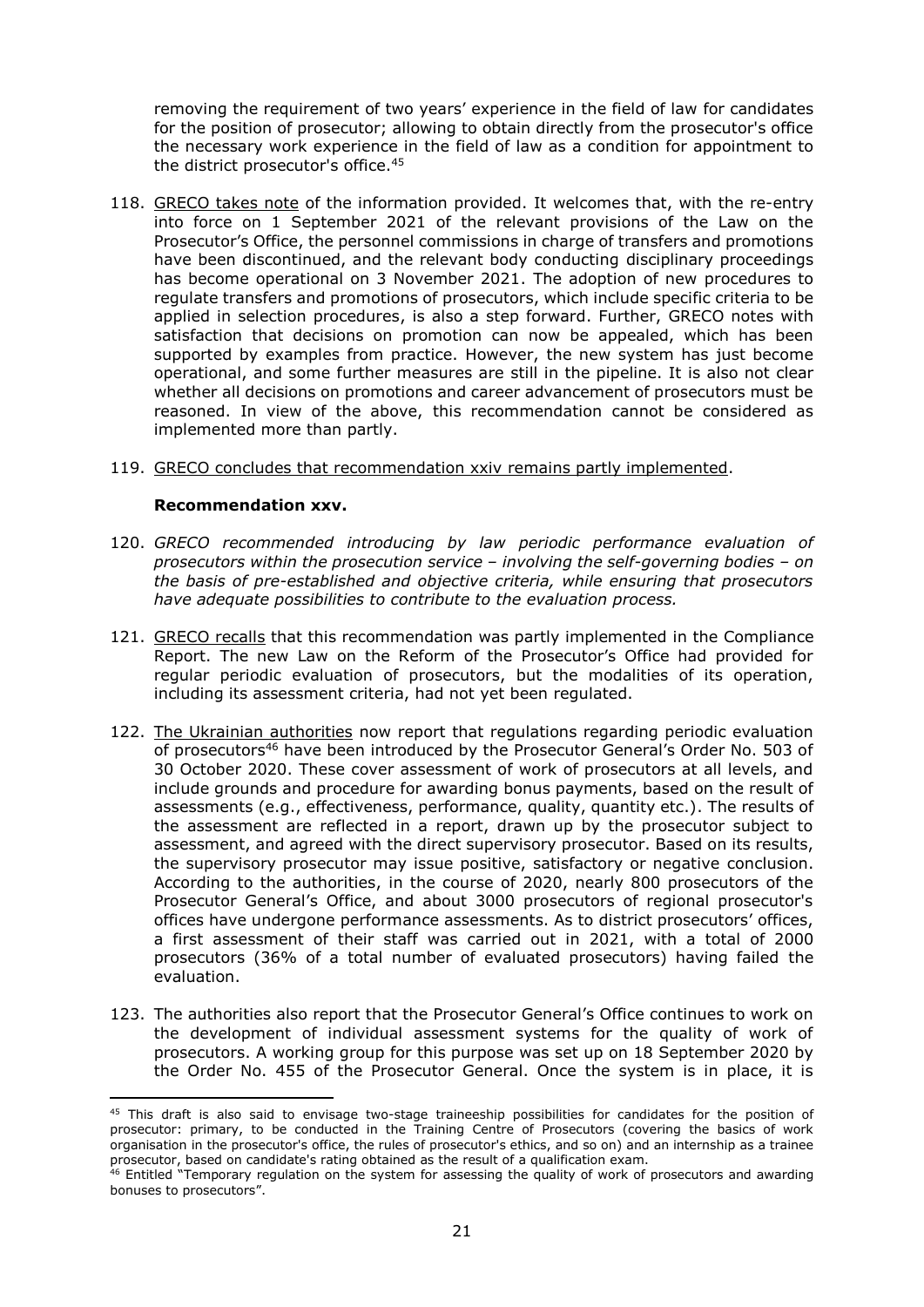removing the requirement of two years' experience in the field of law for candidates for the position of prosecutor; allowing to obtain directly from the prosecutor's office the necessary work experience in the field of law as a condition for appointment to the district prosecutor's office.[45]

118. GRECO takes note of the information provided. It welcomes that, with the re-entry into force on 1 September 2021 of the relevant provisions of the Law on the Prosecutor's Office, the personnel commissions in charge of transfers and promotions have been discontinued, and the relevant body conducting disciplinary proceedings has become operational on 3 November 2021. The adoption of new procedures to regulate transfers and promotions of prosecutors, which include specific criteria to be applied in selection procedures, is also a step forward. Further, GRECO notes with satisfaction that decisions on promotion can now be appealed, which has been supported by examples from practice. However, the new system has just become operational, and some further measures are still in the pipeline. It is also not clear whether all decisions on promotions and career advancement of prosecutors must be reasoned. In view of the above, this recommendation cannot be considered as implemented more than partly.

119. GRECO concludes that recommendation xxiv remains partly implemented.

**Recommendation xxv.**

120. *GRECO recommended introducing by law periodic performance evaluation of prosecutors within the prosecution service – involving the self-governing bodies – on the basis of pre-established and objective criteria, while ensuring that prosecutors have adequate possibilities to contribute to the evaluation process.*

121. GRECO recalls that this recommendation was partly implemented in the Compliance Report. The new Law on the Reform of the Prosecutor's Office had provided for regular periodic evaluation of prosecutors, but the modalities of its operation, including its assessment criteria, had not yet been regulated.

122. The Ukrainian authorities now report that regulations regarding periodic evaluation of prosecutors[46] have been introduced by the Prosecutor General's Order No. 503 of 30 October 2020. These cover assessment of work of prosecutors at all levels, and include grounds and procedure for awarding bonus payments, based on the result of assessments (e.g., effectiveness, performance, quality, quantity etc.). The results of the assessment are reflected in a report, drawn up by the prosecutor subject to assessment, and agreed with the direct supervisory prosecutor. Based on its results, the supervisory prosecutor may issue positive, satisfactory or negative conclusion. According to the authorities, in the course of 2020, nearly 800 prosecutors of the Prosecutor General's Office, and about 3000 prosecutors of regional prosecutor's offices have undergone performance assessments. As to district prosecutors' offices, a first assessment of their staff was carried out in 2021, with a total of 2000 prosecutors (36% of a total number of evaluated prosecutors) having failed the evaluation.

123. The authorities also report that the Prosecutor General's Office continues to work on the development of individual assessment systems for the quality of work of prosecutors. A working group for this purpose was set up on 18 September 2020 by the Order No. 455 of the Prosecutor General. Once the system is in place, it is

---

[45] This draft is also said to envisage two-stage traineeship possibilities for candidates for the position of prosecutor: primary, to be conducted in the Training Centre of Prosecutors (covering the basics of work organisation in the prosecutor's office, the rules of prosecutor's ethics, and so on) and an internship as a trainee prosecutor, based on candidate's rating obtained as the result of a qualification exam.

[46] Entitled "Temporary regulation on the system for assessing the quality of work of prosecutors and awarding bonuses to prosecutors".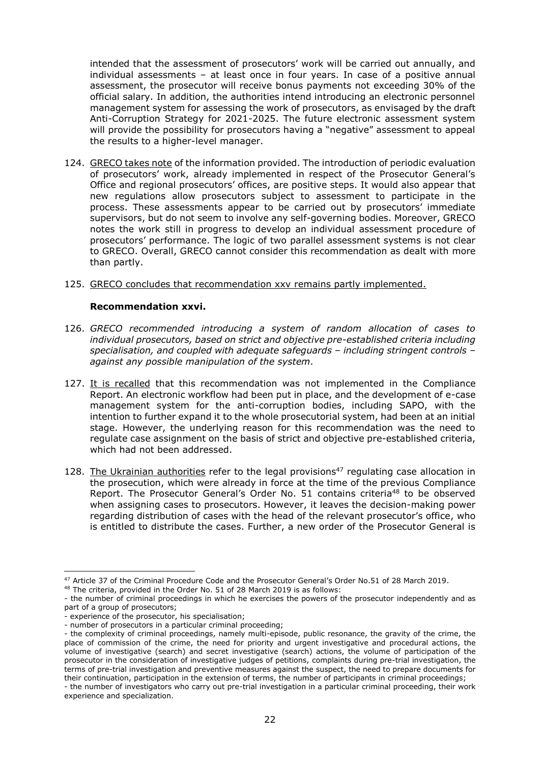intended that the assessment of prosecutors' work will be carried out annually, and individual assessments – at least once in four years. In case of a positive annual assessment, the prosecutor will receive bonus payments not exceeding 30% of the official salary. In addition, the authorities intend introducing an electronic personnel management system for assessing the work of prosecutors, as envisaged by the draft Anti-Corruption Strategy for 2021-2025. The future electronic assessment system will provide the possibility for prosecutors having a "negative" assessment to appeal the results to a higher-level manager.

124. GRECO takes note of the information provided. The introduction of periodic evaluation of prosecutors' work, already implemented in respect of the Prosecutor General's Office and regional prosecutors' offices, are positive steps. It would also appear that new regulations allow prosecutors subject to assessment to participate in the process. These assessments appear to be carried out by prosecutors' immediate supervisors, but do not seem to involve any self-governing bodies. Moreover, GRECO notes the work still in progress to develop an individual assessment procedure of prosecutors' performance. The logic of two parallel assessment systems is not clear to GRECO. Overall, GRECO cannot consider this recommendation as dealt with more than partly.

125. GRECO concludes that recommendation xxv remains partly implemented.

**Recommendation xxvi.**

126. *GRECO recommended introducing a system of random allocation of cases to individual prosecutors, based on strict and objective pre-established criteria including specialisation, and coupled with adequate safeguards – including stringent controls – against any possible manipulation of the system.*

127. It is recalled that this recommendation was not implemented in the Compliance Report. An electronic workflow had been put in place, and the development of e-case management system for the anti-corruption bodies, including SAPO, with the intention to further expand it to the whole prosecutorial system, had been at an initial stage. However, the underlying reason for this recommendation was the need to regulate case assignment on the basis of strict and objective pre-established criteria, which had not been addressed.

128. The Ukrainian authorities refer to the legal provisions[47] regulating case allocation in the prosecution, which were already in force at the time of the previous Compliance Report. The Prosecutor General's Order No. 51 contains criteria[48] to be observed when assigning cases to prosecutors. However, it leaves the decision-making power regarding distribution of cases with the head of the relevant prosecutor's office, who is entitled to distribute the cases. Further, a new order of the Prosecutor General is

---

[47] Article 37 of the Criminal Procedure Code and the Prosecutor General's Order No.51 of 28 March 2019.

[48] The criteria, provided in the Order No. 51 of 28 March 2019 is as follows:
- the number of criminal proceedings in which he exercises the powers of the prosecutor independently and as part of a group of prosecutors;
- experience of the prosecutor, his specialisation;
- number of prosecutors in a particular criminal proceeding;
- the complexity of criminal proceedings, namely multi-episode, public resonance, the gravity of the crime, the place of commission of the crime, the need for priority and urgent investigative and procedural actions, the volume of investigative (search) and secret investigative (search) actions, the volume of participation of the prosecutor in the consideration of investigative judges of petitions, complaints during pre-trial investigation, the terms of pre-trial investigation and preventive measures against the suspect, the need to prepare documents for their continuation, participation in the extension of terms, the number of participants in criminal proceedings;
- the number of investigators who carry out pre-trial investigation in a particular criminal proceeding, their work experience and specialization.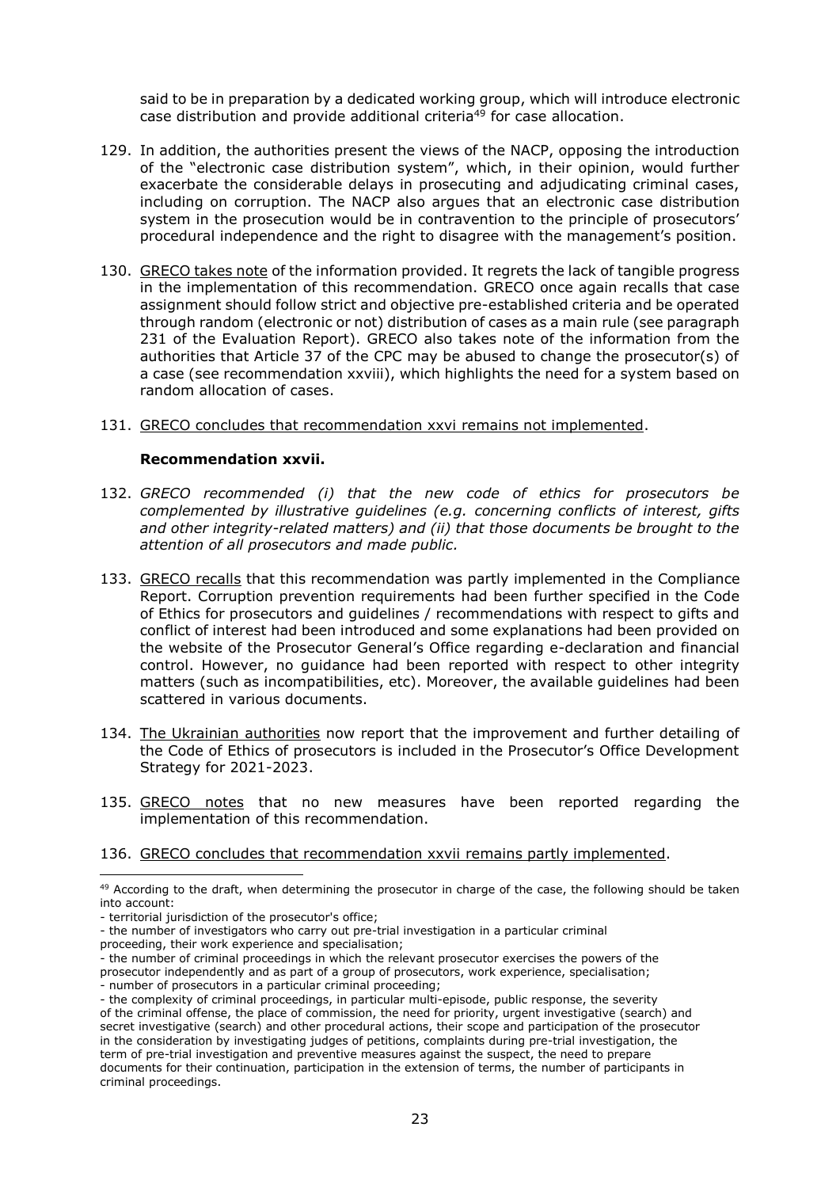said to be in preparation by a dedicated working group, which will introduce electronic case distribution and provide additional criteria[49] for case allocation.

129. In addition, the authorities present the views of the NACP, opposing the introduction of the "electronic case distribution system", which, in their opinion, would further exacerbate the considerable delays in prosecuting and adjudicating criminal cases, including on corruption. The NACP also argues that an electronic case distribution system in the prosecution would be in contravention to the principle of prosecutors' procedural independence and the right to disagree with the management's position.

130. GRECO takes note of the information provided. It regrets the lack of tangible progress in the implementation of this recommendation. GRECO once again recalls that case assignment should follow strict and objective pre-established criteria and be operated through random (electronic or not) distribution of cases as a main rule (see paragraph 231 of the Evaluation Report). GRECO also takes note of the information from the authorities that Article 37 of the CPC may be abused to change the prosecutor(s) of a case (see recommendation xxviii), which highlights the need for a system based on random allocation of cases.

131. GRECO concludes that recommendation xxvi remains not implemented.

**Recommendation xxvii.**

132. *GRECO recommended (i) that the new code of ethics for prosecutors be complemented by illustrative guidelines (e.g. concerning conflicts of interest, gifts and other integrity-related matters) and (ii) that those documents be brought to the attention of all prosecutors and made public.*

133. GRECO recalls that this recommendation was partly implemented in the Compliance Report. Corruption prevention requirements had been further specified in the Code of Ethics for prosecutors and guidelines / recommendations with respect to gifts and conflict of interest had been introduced and some explanations had been provided on the website of the Prosecutor General's Office regarding e-declaration and financial control. However, no guidance had been reported with respect to other integrity matters (such as incompatibilities, etc). Moreover, the available guidelines had been scattered in various documents.

134. The Ukrainian authorities now report that the improvement and further detailing of the Code of Ethics of prosecutors is included in the Prosecutor's Office Development Strategy for 2021-2023.

135. GRECO notes that no new measures have been reported regarding the implementation of this recommendation.

136. GRECO concludes that recommendation xxvii remains partly implemented.

---

[49] According to the draft, when determining the prosecutor in charge of the case, the following should be taken into account:
- territorial jurisdiction of the prosecutor's office;
- the number of investigators who carry out pre-trial investigation in a particular criminal proceeding, their work experience and specialisation;
- the number of criminal proceedings in which the relevant prosecutor exercises the powers of the prosecutor independently and as part of a group of prosecutors, work experience, specialisation;
- number of prosecutors in a particular criminal proceeding;
- the complexity of criminal proceedings, in particular multi-episode, public response, the severity of the criminal offense, the place of commission, the need for priority, urgent investigative (search) and secret investigative (search) and other procedural actions, their scope and participation of the prosecutor in the consideration by investigating judges of petitions, complaints during pre-trial investigation, the term of pre-trial investigation and preventive measures against the suspect, the need to prepare documents for their continuation, participation in the extension of terms, the number of participants in criminal proceedings.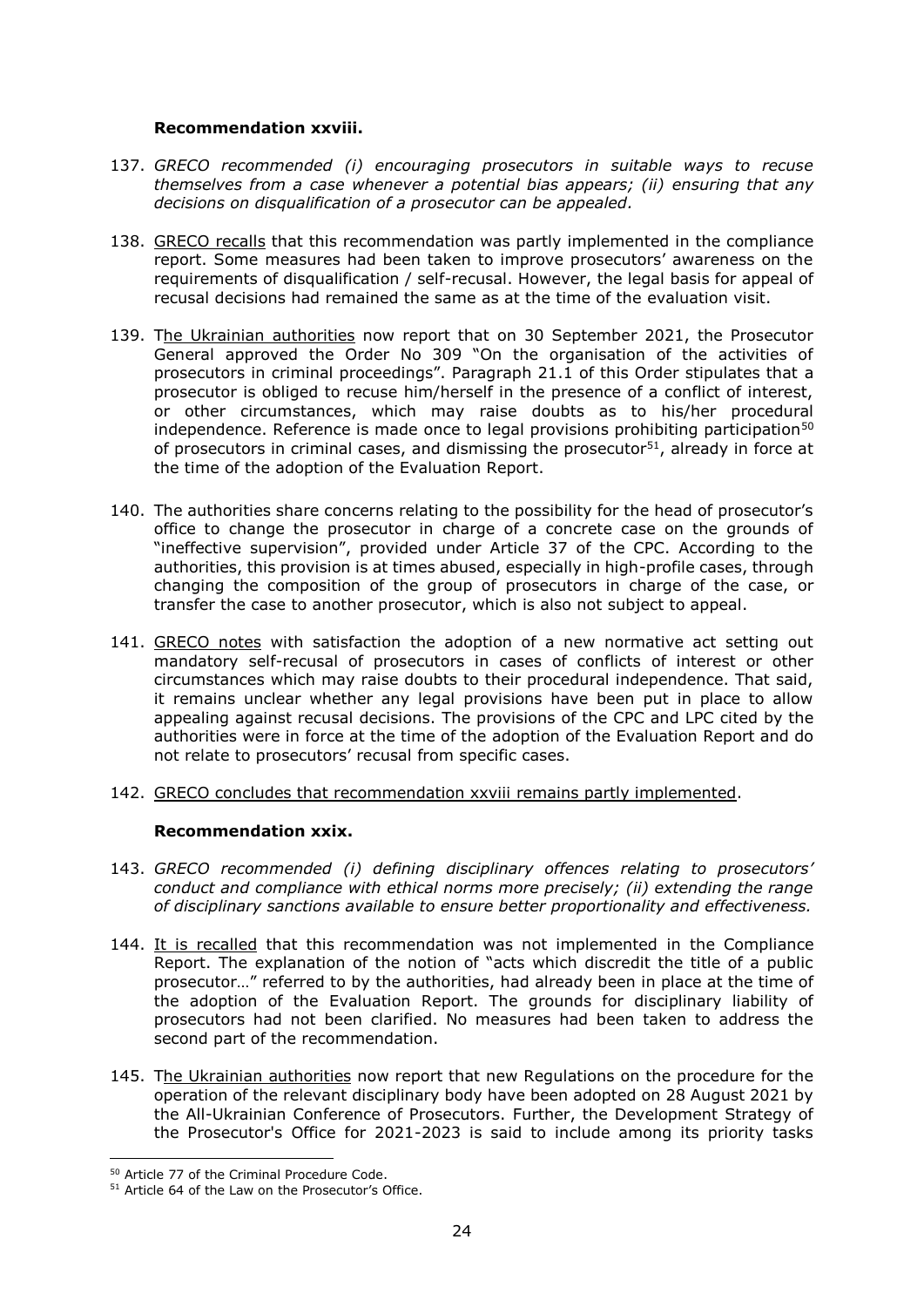**Recommendation xxviii.**

137. *GRECO recommended (i) encouraging prosecutors in suitable ways to recuse themselves from a case whenever a potential bias appears; (ii) ensuring that any decisions on disqualification of a prosecutor can be appealed.*

138. GRECO recalls that this recommendation was partly implemented in the compliance report. Some measures had been taken to improve prosecutors' awareness on the requirements of disqualification / self-recusal. However, the legal basis for appeal of recusal decisions had remained the same as at the time of the evaluation visit.

139. The Ukrainian authorities now report that on 30 September 2021, the Prosecutor General approved the Order No 309 "On the organisation of the activities of prosecutors in criminal proceedings". Paragraph 21.1 of this Order stipulates that a prosecutor is obliged to recuse him/herself in the presence of a conflict of interest, or other circumstances, which may raise doubts as to his/her procedural independence. Reference is made once to legal provisions prohibiting participation[50] of prosecutors in criminal cases, and dismissing the prosecutor[51], already in force at the time of the adoption of the Evaluation Report.

140. The authorities share concerns relating to the possibility for the head of prosecutor's office to change the prosecutor in charge of a concrete case on the grounds of "ineffective supervision", provided under Article 37 of the CPC. According to the authorities, this provision is at times abused, especially in high-profile cases, through changing the composition of the group of prosecutors in charge of the case, or transfer the case to another prosecutor, which is also not subject to appeal.

141. GRECO notes with satisfaction the adoption of a new normative act setting out mandatory self-recusal of prosecutors in cases of conflicts of interest or other circumstances which may raise doubts to their procedural independence. That said, it remains unclear whether any legal provisions have been put in place to allow appealing against recusal decisions. The provisions of the CPC and LPC cited by the authorities were in force at the time of the adoption of the Evaluation Report and do not relate to prosecutors' recusal from specific cases.

142. GRECO concludes that recommendation xxviii remains partly implemented.

**Recommendation xxix.**

143. *GRECO recommended (i) defining disciplinary offences relating to prosecutors' conduct and compliance with ethical norms more precisely; (ii) extending the range of disciplinary sanctions available to ensure better proportionality and effectiveness.*

144. It is recalled that this recommendation was not implemented in the Compliance Report. The explanation of the notion of "acts which discredit the title of a public prosecutor…" referred to by the authorities, had already been in place at the time of the adoption of the Evaluation Report. The grounds for disciplinary liability of prosecutors had not been clarified. No measures had been taken to address the second part of the recommendation.

145. The Ukrainian authorities now report that new Regulations on the procedure for the operation of the relevant disciplinary body have been adopted on 28 August 2021 by the All-Ukrainian Conference of Prosecutors. Further, the Development Strategy of the Prosecutor's Office for 2021-2023 is said to include among its priority tasks

[50] Article 77 of the Criminal Procedure Code.

[51] Article 64 of the Law on the Prosecutor's Office.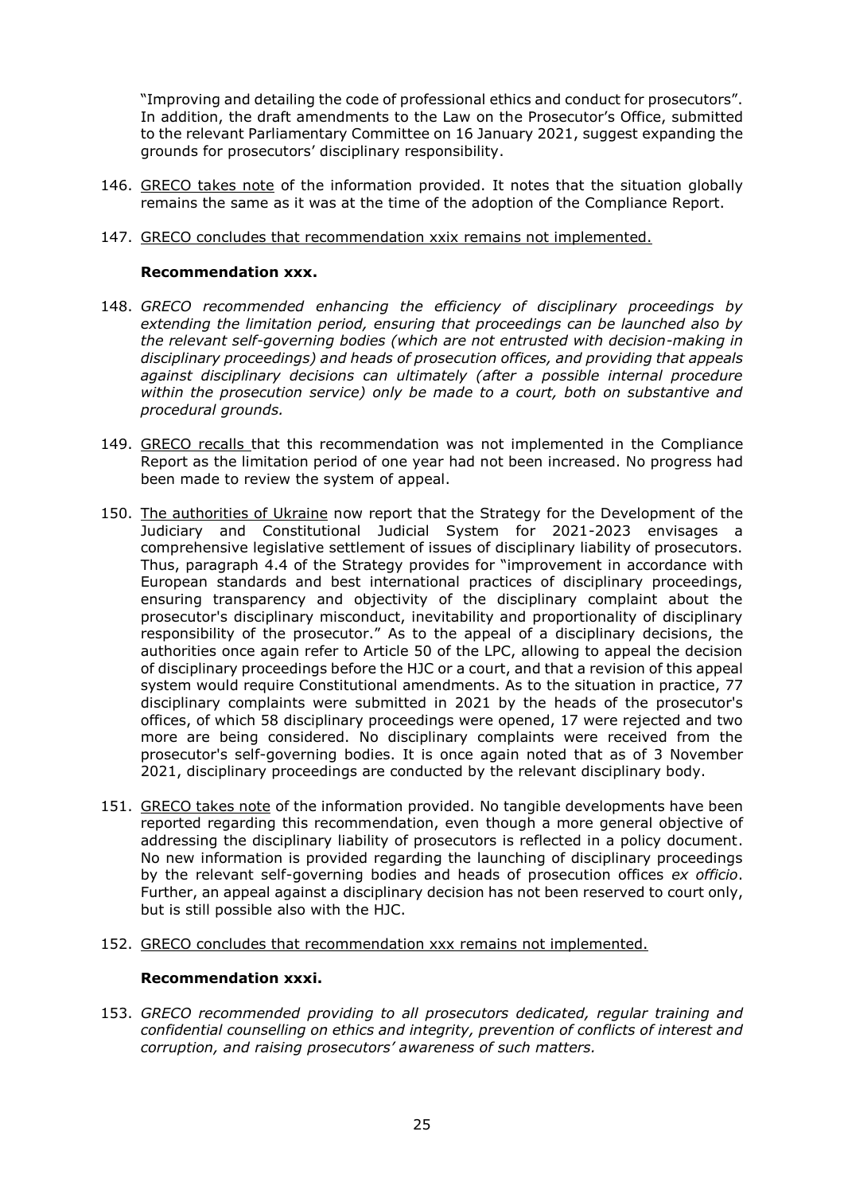"Improving and detailing the code of professional ethics and conduct for prosecutors". In addition, the draft amendments to the Law on the Prosecutor's Office, submitted to the relevant Parliamentary Committee on 16 January 2021, suggest expanding the grounds for prosecutors' disciplinary responsibility.

146. GRECO takes note of the information provided. It notes that the situation globally remains the same as it was at the time of the adoption of the Compliance Report.

147. GRECO concludes that recommendation xxix remains not implemented.

**Recommendation xxx.**

148. *GRECO recommended enhancing the efficiency of disciplinary proceedings by extending the limitation period, ensuring that proceedings can be launched also by the relevant self-governing bodies (which are not entrusted with decision-making in disciplinary proceedings) and heads of prosecution offices, and providing that appeals against disciplinary decisions can ultimately (after a possible internal procedure within the prosecution service) only be made to a court, both on substantive and procedural grounds.*

149. GRECO recalls that this recommendation was not implemented in the Compliance Report as the limitation period of one year had not been increased. No progress had been made to review the system of appeal.

150. The authorities of Ukraine now report that the Strategy for the Development of the Judiciary and Constitutional Judicial System for 2021-2023 envisages a comprehensive legislative settlement of issues of disciplinary liability of prosecutors. Thus, paragraph 4.4 of the Strategy provides for "improvement in accordance with European standards and best international practices of disciplinary proceedings, ensuring transparency and objectivity of the disciplinary complaint about the prosecutor's disciplinary misconduct, inevitability and proportionality of disciplinary responsibility of the prosecutor." As to the appeal of a disciplinary decisions, the authorities once again refer to Article 50 of the LPC, allowing to appeal the decision of disciplinary proceedings before the HJC or a court, and that a revision of this appeal system would require Constitutional amendments. As to the situation in practice, 77 disciplinary complaints were submitted in 2021 by the heads of the prosecutor's offices, of which 58 disciplinary proceedings were opened, 17 were rejected and two more are being considered. No disciplinary complaints were received from the prosecutor's self-governing bodies. It is once again noted that as of 3 November 2021, disciplinary proceedings are conducted by the relevant disciplinary body.

151. GRECO takes note of the information provided. No tangible developments have been reported regarding this recommendation, even though a more general objective of addressing the disciplinary liability of prosecutors is reflected in a policy document. No new information is provided regarding the launching of disciplinary proceedings by the relevant self-governing bodies and heads of prosecution offices *ex officio*. Further, an appeal against a disciplinary decision has not been reserved to court only, but is still possible also with the HJC.

152. GRECO concludes that recommendation xxx remains not implemented.

**Recommendation xxxi.**

153. *GRECO recommended providing to all prosecutors dedicated, regular training and confidential counselling on ethics and integrity, prevention of conflicts of interest and corruption, and raising prosecutors' awareness of such matters.*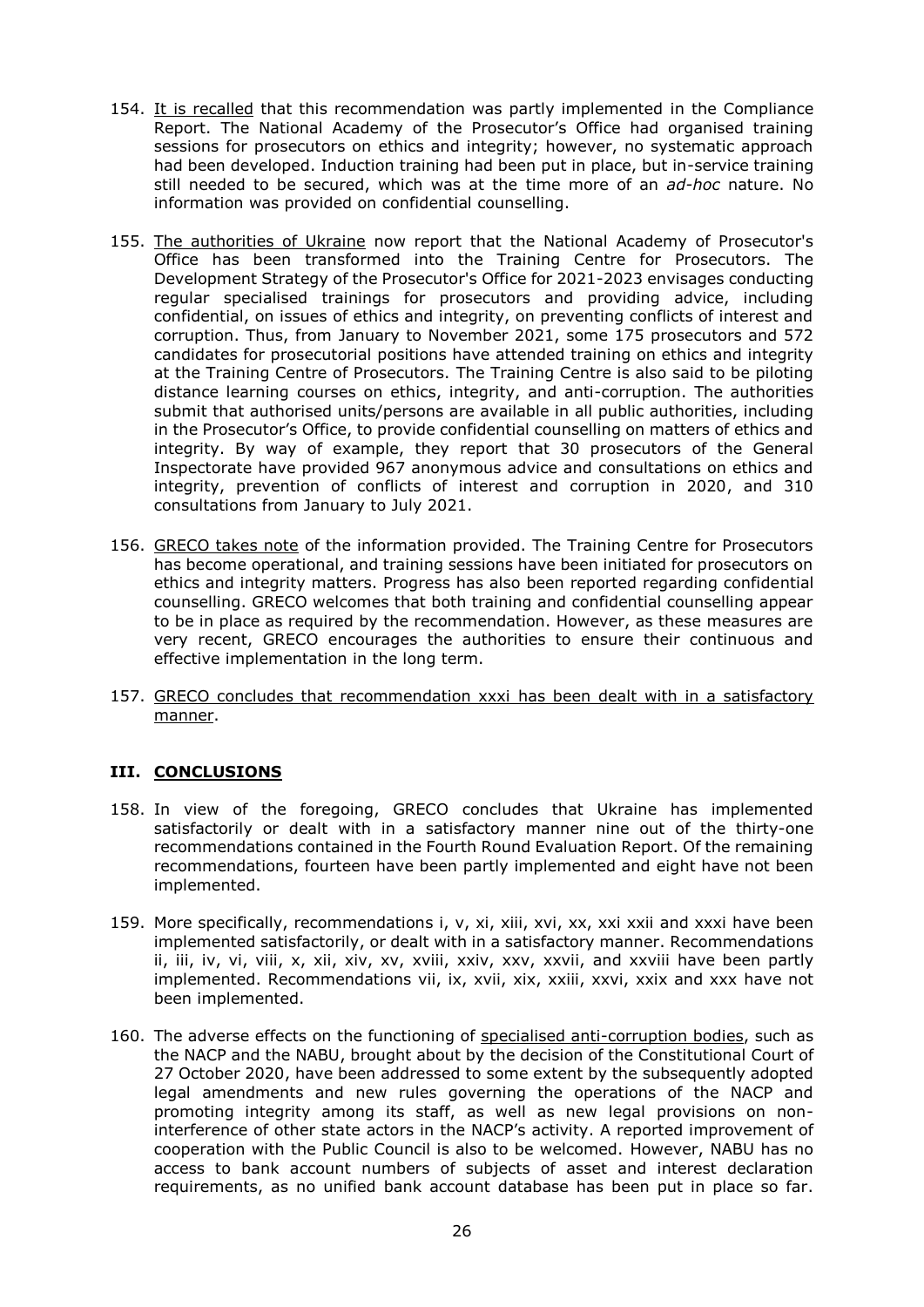154. It is recalled that this recommendation was partly implemented in the Compliance Report. The National Academy of the Prosecutor's Office had organised training sessions for prosecutors on ethics and integrity; however, no systematic approach had been developed. Induction training had been put in place, but in-service training still needed to be secured, which was at the time more of an *ad-hoc* nature. No information was provided on confidential counselling.

155. The authorities of Ukraine now report that the National Academy of Prosecutor's Office has been transformed into the Training Centre for Prosecutors. The Development Strategy of the Prosecutor's Office for 2021-2023 envisages conducting regular specialised trainings for prosecutors and providing advice, including confidential, on issues of ethics and integrity, on preventing conflicts of interest and corruption. Thus, from January to November 2021, some 175 prosecutors and 572 candidates for prosecutorial positions have attended training on ethics and integrity at the Training Centre of Prosecutors. The Training Centre is also said to be piloting distance learning courses on ethics, integrity, and anti-corruption. The authorities submit that authorised units/persons are available in all public authorities, including in the Prosecutor's Office, to provide confidential counselling on matters of ethics and integrity. By way of example, they report that 30 prosecutors of the General Inspectorate have provided 967 anonymous advice and consultations on ethics and integrity, prevention of conflicts of interest and corruption in 2020, and 310 consultations from January to July 2021.

156. GRECO takes note of the information provided. The Training Centre for Prosecutors has become operational, and training sessions have been initiated for prosecutors on ethics and integrity matters. Progress has also been reported regarding confidential counselling. GRECO welcomes that both training and confidential counselling appear to be in place as required by the recommendation. However, as these measures are very recent, GRECO encourages the authorities to ensure their continuous and effective implementation in the long term.

157. GRECO concludes that recommendation xxxi has been dealt with in a satisfactory manner.

## III. CONCLUSIONS

158. In view of the foregoing, GRECO concludes that Ukraine has implemented satisfactorily or dealt with in a satisfactory manner nine out of the thirty-one recommendations contained in the Fourth Round Evaluation Report. Of the remaining recommendations, fourteen have been partly implemented and eight have not been implemented.

159. More specifically, recommendations i, v, xi, xiii, xvi, xx, xxi xxii and xxxi have been implemented satisfactorily, or dealt with in a satisfactory manner. Recommendations ii, iii, iv, vi, viii, x, xii, xiv, xv, xviii, xxiv, xxv, xxvii, and xxviii have been partly implemented. Recommendations vii, ix, xvii, xix, xxiii, xxvi, xxix and xxx have not been implemented.

160. The adverse effects on the functioning of specialised anti-corruption bodies, such as the NACP and the NABU, brought about by the decision of the Constitutional Court of 27 October 2020, have been addressed to some extent by the subsequently adopted legal amendments and new rules governing the operations of the NACP and promoting integrity among its staff, as well as new legal provisions on non-interference of other state actors in the NACP's activity. A reported improvement of cooperation with the Public Council is also to be welcomed. However, NABU has no access to bank account numbers of subjects of asset and interest declaration requirements, as no unified bank account database has been put in place so far.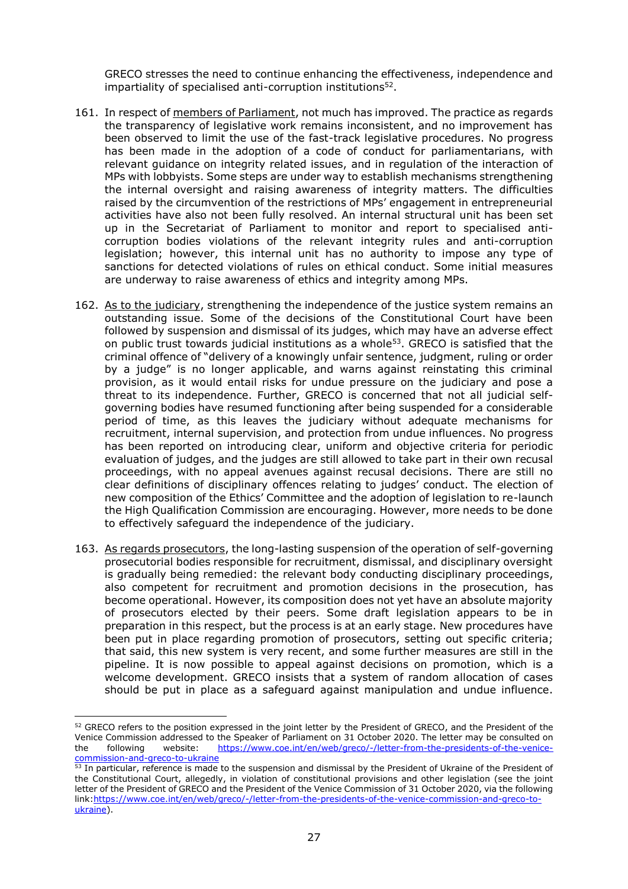GRECO stresses the need to continue enhancing the effectiveness, independence and impartiality of specialised anti-corruption institutions[52].

161. In respect of <u>members of Parliament</u>, not much has improved. The practice as regards the transparency of legislative work remains inconsistent, and no improvement has been observed to limit the use of the fast-track legislative procedures. No progress has been made in the adoption of a code of conduct for parliamentarians, with relevant guidance on integrity related issues, and in regulation of the interaction of MPs with lobbyists. Some steps are under way to establish mechanisms strengthening the internal oversight and raising awareness of integrity matters. The difficulties raised by the circumvention of the restrictions of MPs' engagement in entrepreneurial activities have also not been fully resolved. An internal structural unit has been set up in the Secretariat of Parliament to monitor and report to specialised anti-corruption bodies violations of the relevant integrity rules and anti-corruption legislation; however, this internal unit has no authority to impose any type of sanctions for detected violations of rules on ethical conduct. Some initial measures are underway to raise awareness of ethics and integrity among MPs.

162. <u>As to the judiciary</u>, strengthening the independence of the justice system remains an outstanding issue. Some of the decisions of the Constitutional Court have been followed by suspension and dismissal of its judges, which may have an adverse effect on public trust towards judicial institutions as a whole[53]. GRECO is satisfied that the criminal offence of "delivery of a knowingly unfair sentence, judgment, ruling or order by a judge" is no longer applicable, and warns against reinstating this criminal provision, as it would entail risks for undue pressure on the judiciary and pose a threat to its independence. Further, GRECO is concerned that not all judicial self-governing bodies have resumed functioning after being suspended for a considerable period of time, as this leaves the judiciary without adequate mechanisms for recruitment, internal supervision, and protection from undue influences. No progress has been reported on introducing clear, uniform and objective criteria for periodic evaluation of judges, and the judges are still allowed to take part in their own recusal proceedings, with no appeal avenues against recusal decisions. There are still no clear definitions of disciplinary offences relating to judges' conduct. The election of new composition of the Ethics' Committee and the adoption of legislation to re-launch the High Qualification Commission are encouraging. However, more needs to be done to effectively safeguard the independence of the judiciary.

163. <u>As regards prosecutors</u>, the long-lasting suspension of the operation of self-governing prosecutorial bodies responsible for recruitment, dismissal, and disciplinary oversight is gradually being remedied: the relevant body conducting disciplinary proceedings, also competent for recruitment and promotion decisions in the prosecution, has become operational. However, its composition does not yet have an absolute majority of prosecutors elected by their peers. Some draft legislation appears to be in preparation in this respect, but the process is at an early stage. New procedures have been put in place regarding promotion of prosecutors, setting out specific criteria; that said, this new system is very recent, and some further measures are still in the pipeline. It is now possible to appeal against decisions on promotion, which is a welcome development. GRECO insists that a system of random allocation of cases should be put in place as a safeguard against manipulation and undue influence.

---

[52] GRECO refers to the position expressed in the joint letter by the President of GRECO, and the President of the Venice Commission addressed to the Speaker of Parliament on 31 October 2020. The letter may be consulted on the following website: https://www.coe.int/en/web/greco/-/letter-from-the-presidents-of-the-venice-commission-and-greco-to-ukraine

[53] In particular, reference is made to the suspension and dismissal by the President of Ukraine of the President of the Constitutional Court, allegedly, in violation of constitutional provisions and other legislation (see the joint letter of the President of GRECO and the President of the Venice Commission of 31 October 2020, via the following link:https://www.coe.int/en/web/greco/-/letter-from-the-presidents-of-the-venice-commission-and-greco-to-ukraine).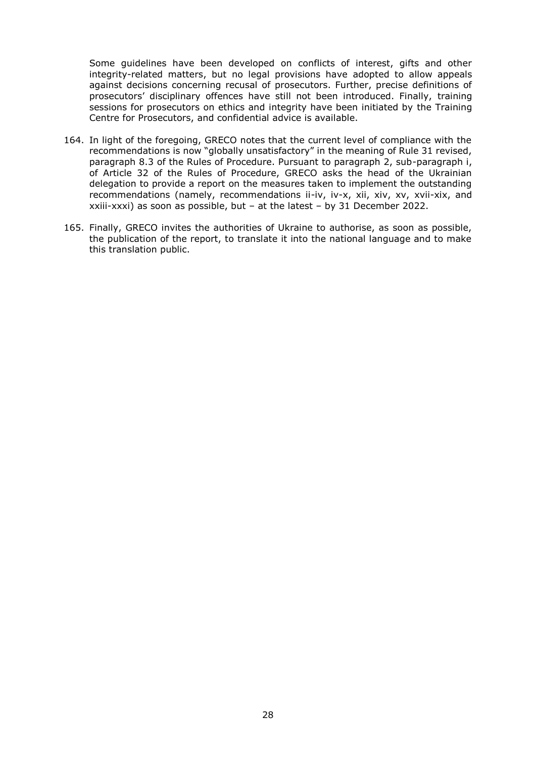Some guidelines have been developed on conflicts of interest, gifts and other integrity-related matters, but no legal provisions have adopted to allow appeals against decisions concerning recusal of prosecutors. Further, precise definitions of prosecutors' disciplinary offences have still not been introduced. Finally, training sessions for prosecutors on ethics and integrity have been initiated by the Training Centre for Prosecutors, and confidential advice is available.

164. In light of the foregoing, GRECO notes that the current level of compliance with the recommendations is now "globally unsatisfactory" in the meaning of Rule 31 revised, paragraph 8.3 of the Rules of Procedure. Pursuant to paragraph 2, sub-paragraph i, of Article 32 of the Rules of Procedure, GRECO asks the head of the Ukrainian delegation to provide a report on the measures taken to implement the outstanding recommendations (namely, recommendations ii-iv, iv-x, xii, xiv, xv, xvii-xix, and xxiii-xxxi) as soon as possible, but – at the latest – by 31 December 2022.

165. Finally, GRECO invites the authorities of Ukraine to authorise, as soon as possible, the publication of the report, to translate it into the national language and to make this translation public.